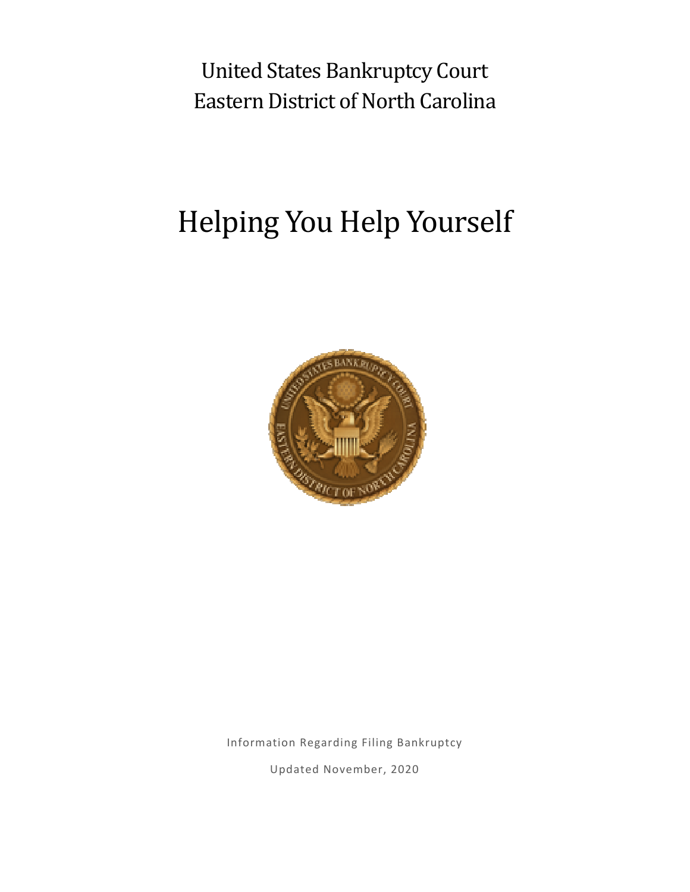United States Bankruptcy Court
Eastern District of North Carolina

# Helping You Help Yourself

Information Regarding Filing Bankruptcy

Updated November, 2020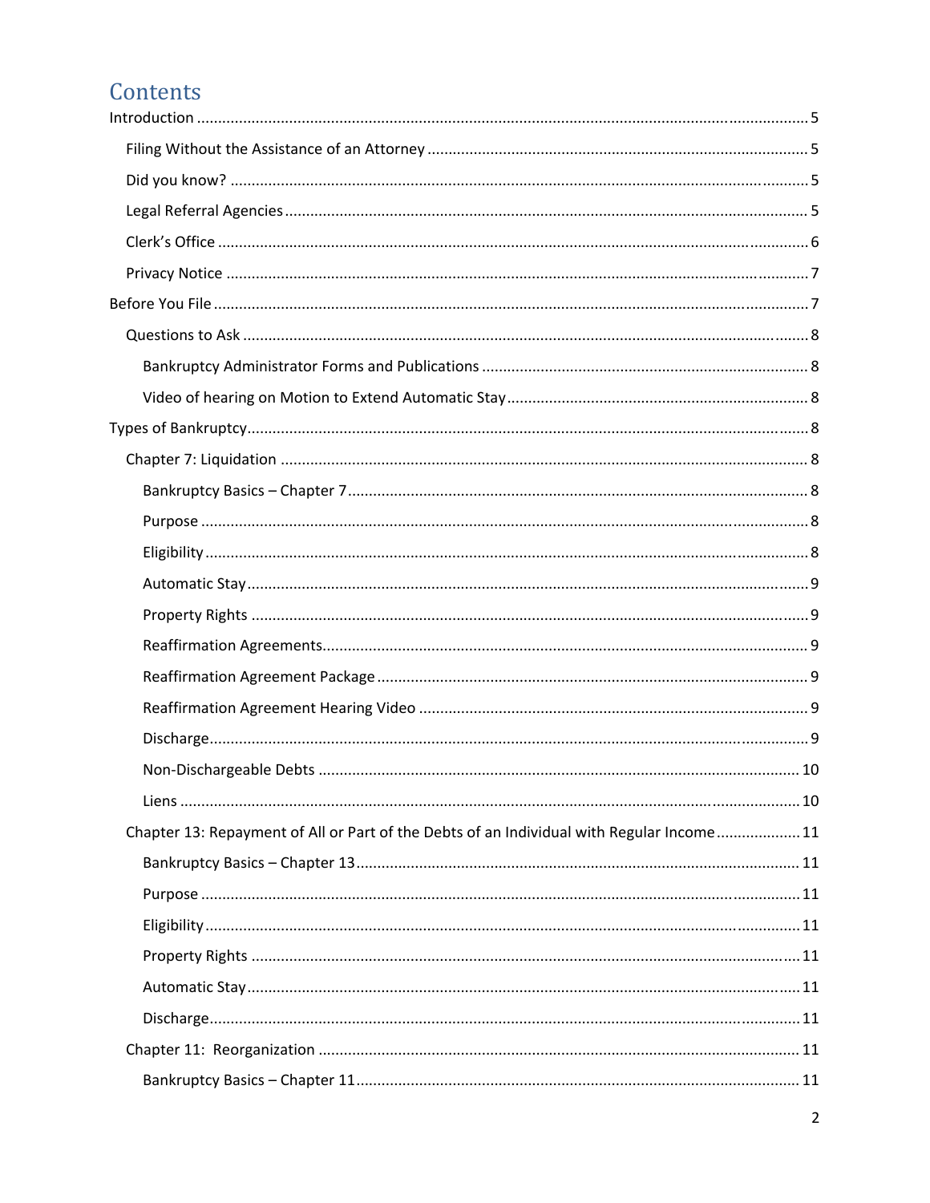# Contents

- Introduction ... 5
  - Filing Without the Assistance of an Attorney ... 5
  - Did you know? ... 5
  - Legal Referral Agencies ... 5
  - Clerk's Office ... 6
  - Privacy Notice ... 7
- Before You File ... 7
  - Questions to Ask ... 8
    - Bankruptcy Administrator Forms and Publications ... 8
    - Video of hearing on Motion to Extend Automatic Stay ... 8
- Types of Bankruptcy ... 8
  - Chapter 7: Liquidation ... 8
    - Bankruptcy Basics – Chapter 7 ... 8
    - Purpose ... 8
    - Eligibility ... 8
    - Automatic Stay ... 9
    - Property Rights ... 9
    - Reaffirmation Agreements ... 9
    - Reaffirmation Agreement Package ... 9
    - Reaffirmation Agreement Hearing Video ... 9
    - Discharge ... 9
    - Non-Dischargeable Debts ... 10
    - Liens ... 10
  - Chapter 13: Repayment of All or Part of the Debts of an Individual with Regular Income ... 11
    - Bankruptcy Basics – Chapter 13 ... 11
    - Purpose ... 11
    - Eligibility ... 11
    - Property Rights ... 11
    - Automatic Stay ... 11
    - Discharge ... 11
  - Chapter 11: Reorganization ... 11
    - Bankruptcy Basics – Chapter 11 ... 11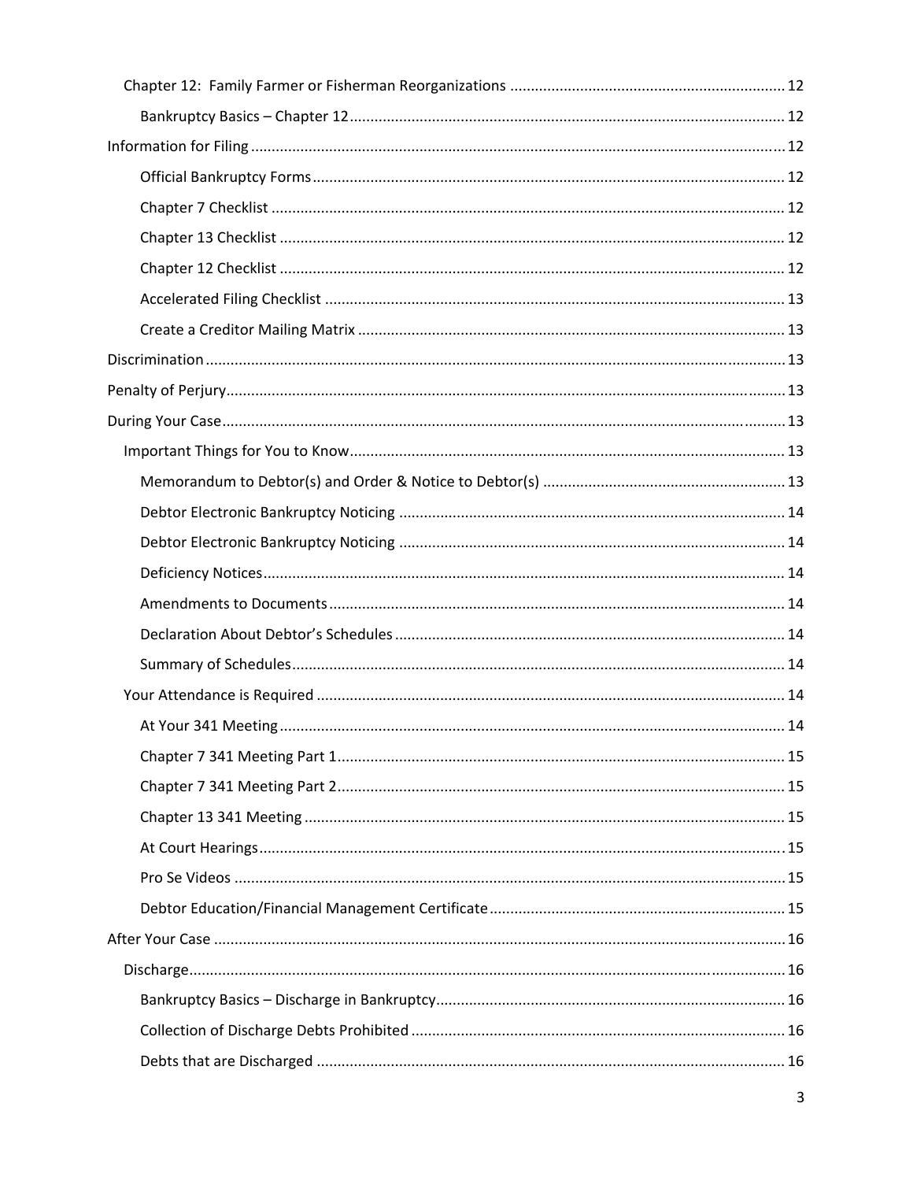- Chapter 12: Family Farmer or Fisherman Reorganizations ..... 12
  - Bankruptcy Basics – Chapter 12 ..... 12

Information for Filing ..... 12

- Official Bankruptcy Forms ..... 12
- Chapter 7 Checklist ..... 12
- Chapter 13 Checklist ..... 12
- Chapter 12 Checklist ..... 12
- Accelerated Filing Checklist ..... 13
- Create a Creditor Mailing Matrix ..... 13

Discrimination ..... 13

Penalty of Perjury ..... 13

During Your Case ..... 13

- Important Things for You to Know ..... 13
  - Memorandum to Debtor(s) and Order & Notice to Debtor(s) ..... 13
  - Debtor Electronic Bankruptcy Noticing ..... 14
  - Debtor Electronic Bankruptcy Noticing ..... 14
  - Deficiency Notices ..... 14
  - Amendments to Documents ..... 14
  - Declaration About Debtor's Schedules ..... 14
  - Summary of Schedules ..... 14
- Your Attendance is Required ..... 14
  - At Your 341 Meeting ..... 14
  - Chapter 7 341 Meeting Part 1 ..... 15
  - Chapter 7 341 Meeting Part 2 ..... 15
  - Chapter 13 341 Meeting ..... 15
  - At Court Hearings ..... 15
  - Pro Se Videos ..... 15
  - Debtor Education/Financial Management Certificate ..... 15

After Your Case ..... 16

- Discharge ..... 16
  - Bankruptcy Basics – Discharge in Bankruptcy ..... 16
  - Collection of Discharge Debts Prohibited ..... 16
  - Debts that are Discharged ..... 16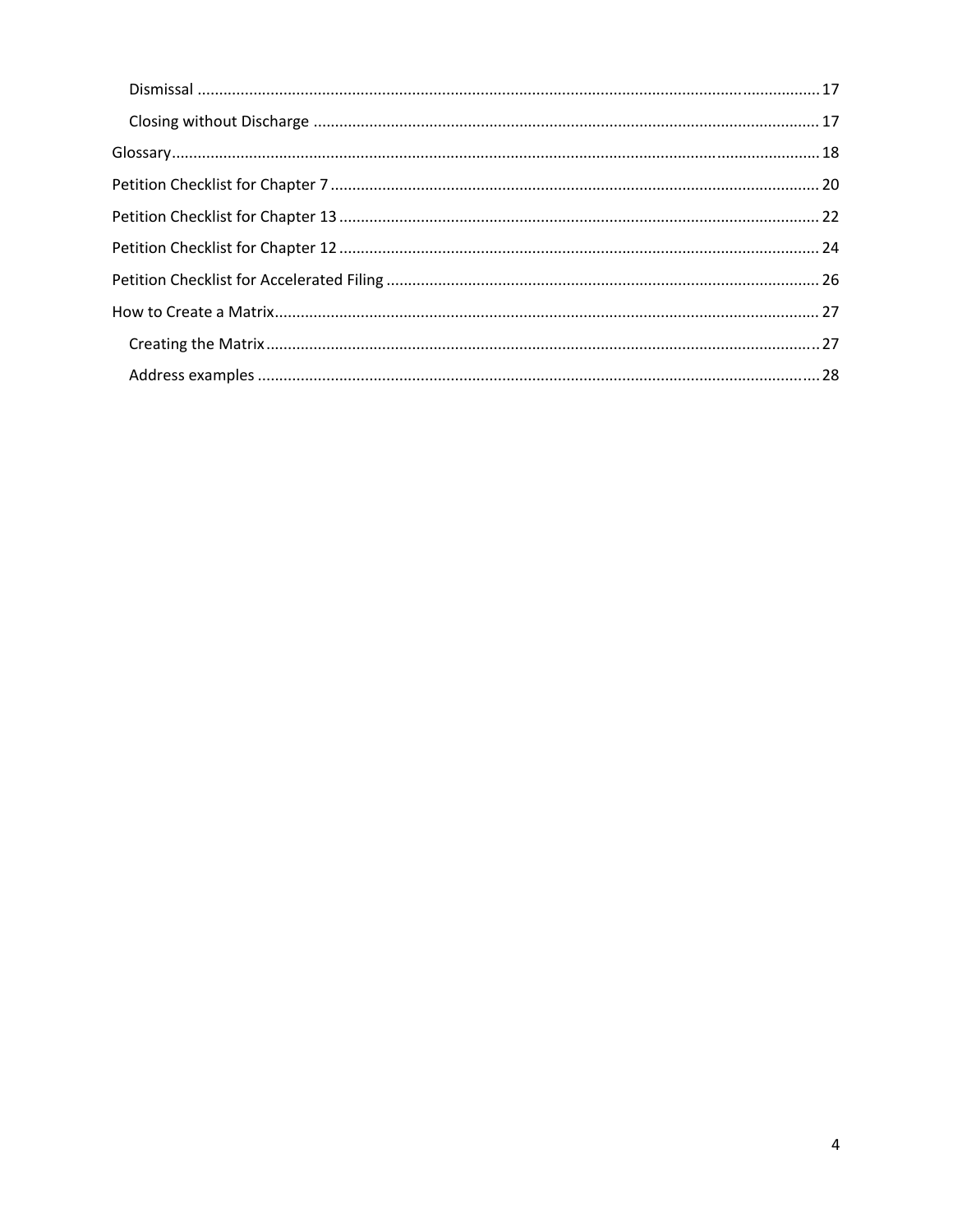- Dismissal ........................................................................................................................................ 17
- Closing without Discharge ........................................................................................................... 17

Glossary ................................................................................................................................................ 18

Petition Checklist for Chapter 7 ............................................................................................................ 20

Petition Checklist for Chapter 13 .......................................................................................................... 22

Petition Checklist for Chapter 12 .......................................................................................................... 24

Petition Checklist for Accelerated Filing ............................................................................................... 26

How to Create a Matrix ......................................................................................................................... 27

- Creating the Matrix ........................................................................................................................ 27
- Address examples .......................................................................................................................... 28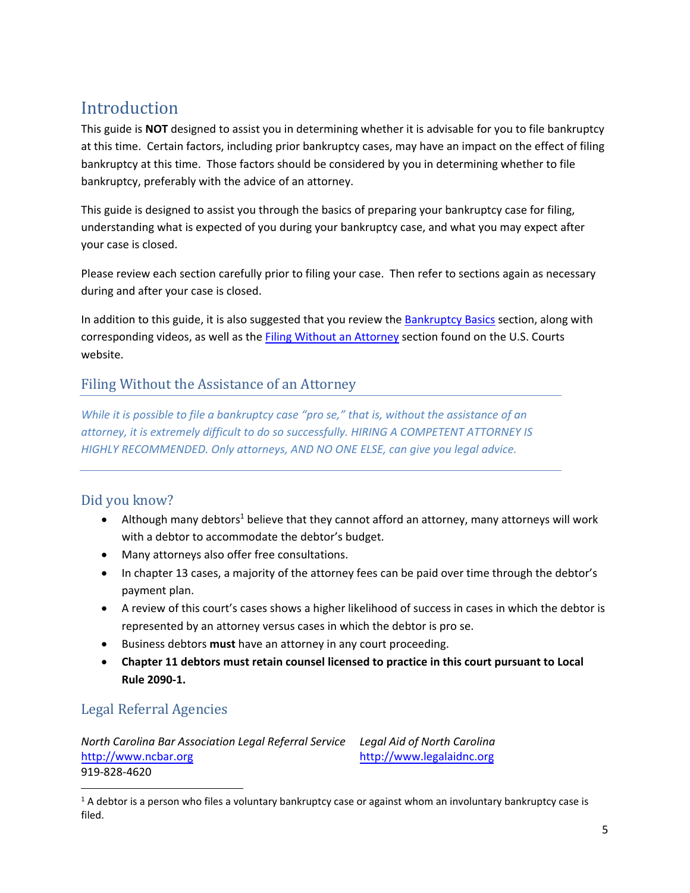# Introduction

This guide is **NOT** designed to assist you in determining whether it is advisable for you to file bankruptcy at this time. Certain factors, including prior bankruptcy cases, may have an impact on the effect of filing bankruptcy at this time. Those factors should be considered by you in determining whether to file bankruptcy, preferably with the advice of an attorney.

This guide is designed to assist you through the basics of preparing your bankruptcy case for filing, understanding what is expected of you during your bankruptcy case, and what you may expect after your case is closed.

Please review each section carefully prior to filing your case. Then refer to sections again as necessary during and after your case is closed.

In addition to this guide, it is also suggested that you review the Bankruptcy Basics section, along with corresponding videos, as well as the Filing Without an Attorney section found on the U.S. Courts website.

## Filing Without the Assistance of an Attorney

*While it is possible to file a bankruptcy case "pro se," that is, without the assistance of an attorney, it is extremely difficult to do so successfully. HIRING A COMPETENT ATTORNEY IS HIGHLY RECOMMENDED. Only attorneys, AND NO ONE ELSE, can give you legal advice.*

## Did you know?

- Although many debtors[1] believe that they cannot afford an attorney, many attorneys will work with a debtor to accommodate the debtor's budget.
- Many attorneys also offer free consultations.
- In chapter 13 cases, a majority of the attorney fees can be paid over time through the debtor's payment plan.
- A review of this court's cases shows a higher likelihood of success in cases in which the debtor is represented by an attorney versus cases in which the debtor is pro se.
- Business debtors **must** have an attorney in any court proceeding.
- **Chapter 11 debtors must retain counsel licensed to practice in this court pursuant to Local Rule 2090-1.**

## Legal Referral Agencies

*North Carolina Bar Association Legal Referral Service*
http://www.ncbar.org
919-828-4620

*Legal Aid of North Carolina*
http://www.legalaidnc.org

[1] A debtor is a person who files a voluntary bankruptcy case or against whom an involuntary bankruptcy case is filed.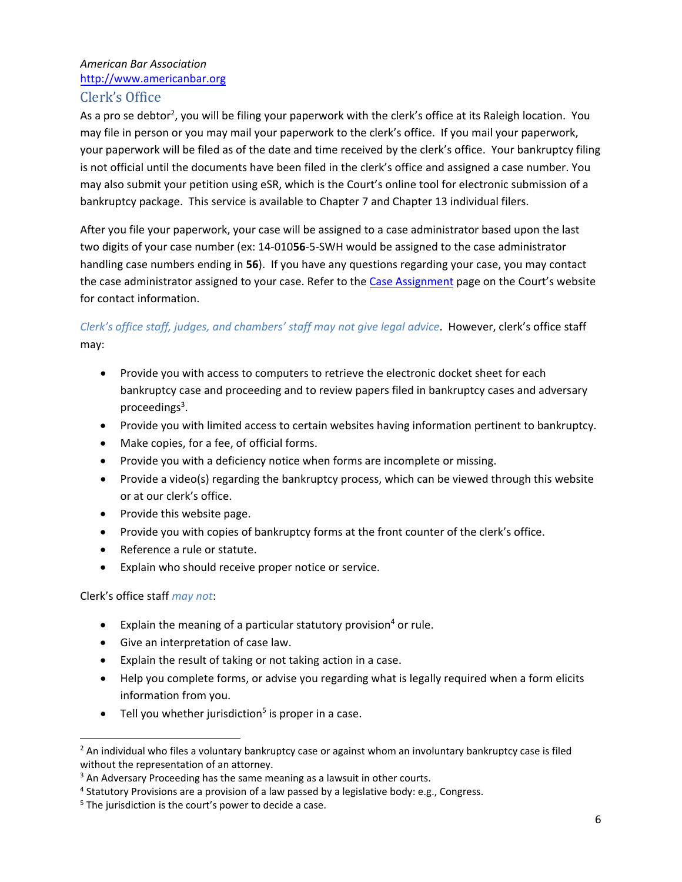*American Bar Association*
http://www.americanbar.org

## Clerk's Office

As a pro se debtor[2], you will be filing your paperwork with the clerk's office at its Raleigh location. You may file in person or you may mail your paperwork to the clerk's office. If you mail your paperwork, your paperwork will be filed as of the date and time received by the clerk's office. Your bankruptcy filing is not official until the documents have been filed in the clerk's office and assigned a case number. You may also submit your petition using eSR, which is the Court's online tool for electronic submission of a bankruptcy package. This service is available to Chapter 7 and Chapter 13 individual filers.

After you file your paperwork, your case will be assigned to a case administrator based upon the last two digits of your case number (ex: 14-010**56**-5-SWH would be assigned to the case administrator handling case numbers ending in **56**). If you have any questions regarding your case, you may contact the case administrator assigned to your case. Refer to the Case Assignment page on the Court's website for contact information.

*Clerk's office staff, judges, and chambers' staff may not give legal advice*. However, clerk's office staff may:

- Provide you with access to computers to retrieve the electronic docket sheet for each bankruptcy case and proceeding and to review papers filed in bankruptcy cases and adversary proceedings[3].
- Provide you with limited access to certain websites having information pertinent to bankruptcy.
- Make copies, for a fee, of official forms.
- Provide you with a deficiency notice when forms are incomplete or missing.
- Provide a video(s) regarding the bankruptcy process, which can be viewed through this website or at our clerk's office.
- Provide this website page.
- Provide you with copies of bankruptcy forms at the front counter of the clerk's office.
- Reference a rule or statute.
- Explain who should receive proper notice or service.

Clerk's office staff *may not*:

- Explain the meaning of a particular statutory provision[4] or rule.
- Give an interpretation of case law.
- Explain the result of taking or not taking action in a case.
- Help you complete forms, or advise you regarding what is legally required when a form elicits information from you.
- Tell you whether jurisdiction[5] is proper in a case.

---

[2] An individual who files a voluntary bankruptcy case or against whom an involuntary bankruptcy case is filed without the representation of an attorney.

[3] An Adversary Proceeding has the same meaning as a lawsuit in other courts.

[4] Statutory Provisions are a provision of a law passed by a legislative body: e.g., Congress.

[5] The jurisdiction is the court's power to decide a case.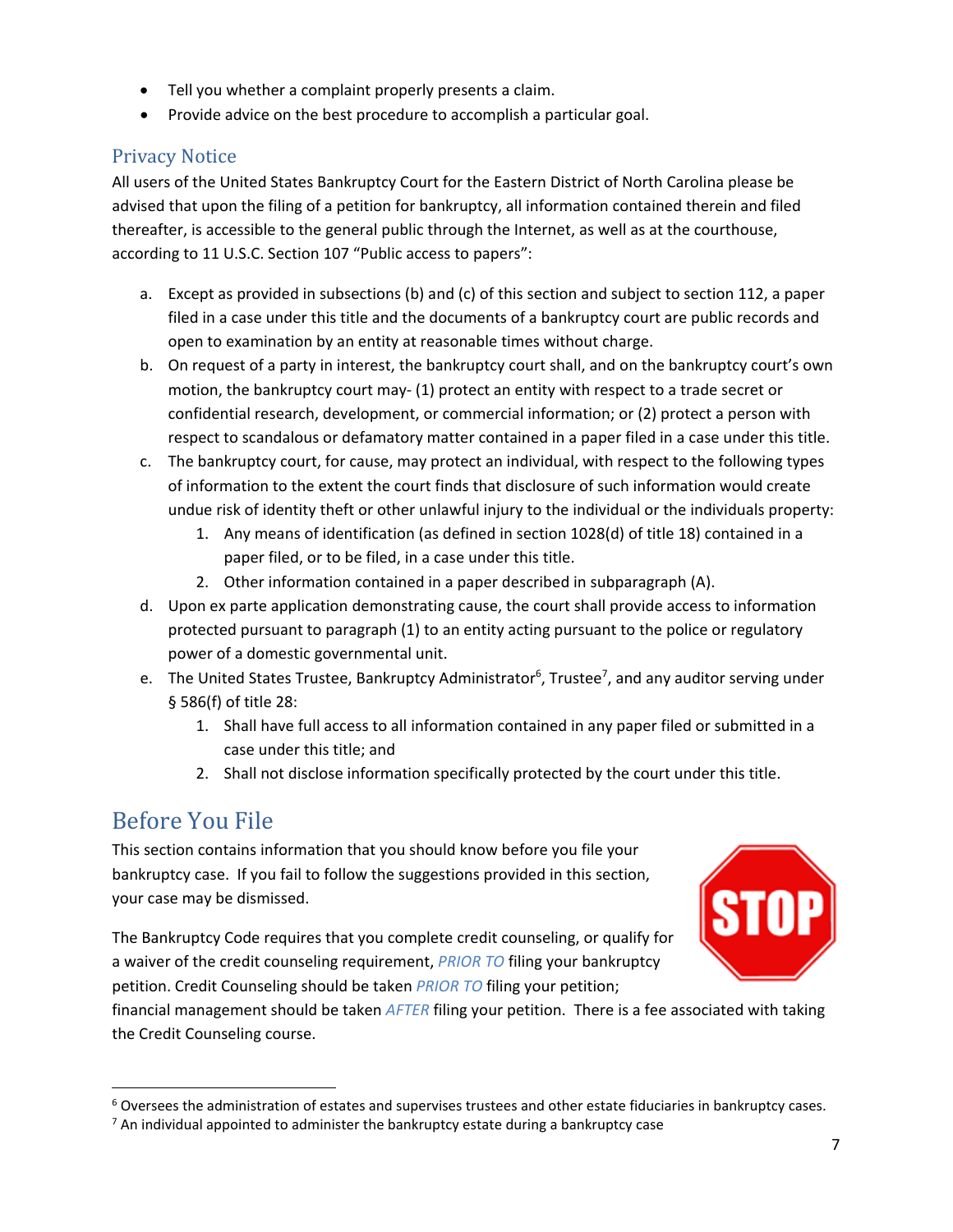- Tell you whether a complaint properly presents a claim.
- Provide advice on the best procedure to accomplish a particular goal.

## Privacy Notice

All users of the United States Bankruptcy Court for the Eastern District of North Carolina please be advised that upon the filing of a petition for bankruptcy, all information contained therein and filed thereafter, is accessible to the general public through the Internet, as well as at the courthouse, according to 11 U.S.C. Section 107 "Public access to papers":

a. Except as provided in subsections (b) and (c) of this section and subject to section 112, a paper filed in a case under this title and the documents of a bankruptcy court are public records and open to examination by an entity at reasonable times without charge.
b. On request of a party in interest, the bankruptcy court shall, and on the bankruptcy court's own motion, the bankruptcy court may- (1) protect an entity with respect to a trade secret or confidential research, development, or commercial information; or (2) protect a person with respect to scandalous or defamatory matter contained in a paper filed in a case under this title.
c. The bankruptcy court, for cause, may protect an individual, with respect to the following types of information to the extent the court finds that disclosure of such information would create undue risk of identity theft or other unlawful injury to the individual or the individuals property:
    1. Any means of identification (as defined in section 1028(d) of title 18) contained in a paper filed, or to be filed, in a case under this title.
    2. Other information contained in a paper described in subparagraph (A).
d. Upon ex parte application demonstrating cause, the court shall provide access to information protected pursuant to paragraph (1) to an entity acting pursuant to the police or regulatory power of a domestic governmental unit.
e. The United States Trustee, Bankruptcy Administrator[6], Trustee[7], and any auditor serving under § 586(f) of title 28:
    1. Shall have full access to all information contained in any paper filed or submitted in a case under this title; and
    2. Shall not disclose information specifically protected by the court under this title.

# Before You File

This section contains information that you should know before you file your bankruptcy case. If you fail to follow the suggestions provided in this section, your case may be dismissed.

The Bankruptcy Code requires that you complete credit counseling, or qualify for a waiver of the credit counseling requirement, *PRIOR TO* filing your bankruptcy petition. Credit Counseling should be taken *PRIOR TO* filing your petition; financial management should be taken *AFTER* filing your petition. There is a fee associated with taking the Credit Counseling course.

---

[6] Oversees the administration of estates and supervises trustees and other estate fiduciaries in bankruptcy cases.

[7] An individual appointed to administer the bankruptcy estate during a bankruptcy case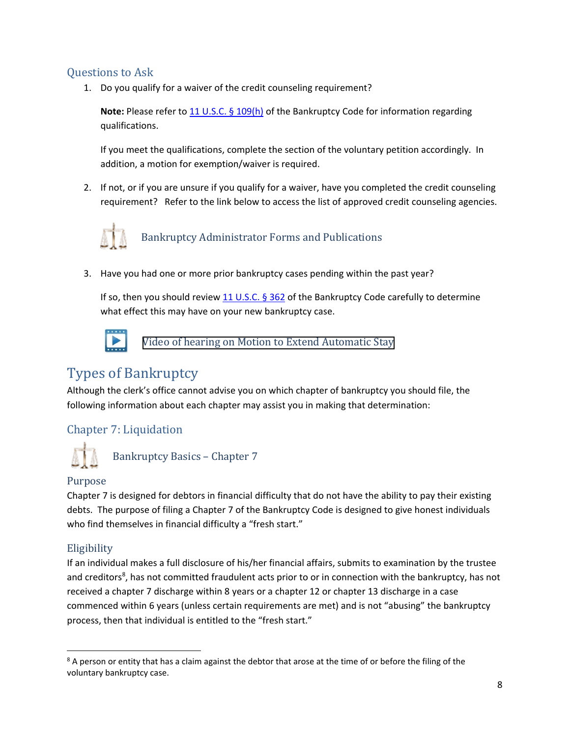### Questions to Ask

1. Do you qualify for a waiver of the credit counseling requirement?

   **Note:** Please refer to 11 U.S.C. § 109(h) of the Bankruptcy Code for information regarding qualifications.

   If you meet the qualifications, complete the section of the voluntary petition accordingly. In addition, a motion for exemption/waiver is required.

2. If not, or if you are unsure if you qualify for a waiver, have you completed the credit counseling requirement? Refer to the link below to access the list of approved credit counseling agencies.

   Bankruptcy Administrator Forms and Publications

3. Have you had one or more prior bankruptcy cases pending within the past year?

   If so, then you should review 11 U.S.C. § 362 of the Bankruptcy Code carefully to determine what effect this may have on your new bankruptcy case.

   Video of hearing on Motion to Extend Automatic Stay

## Types of Bankruptcy

Although the clerk's office cannot advise you on which chapter of bankruptcy you should file, the following information about each chapter may assist you in making that determination:

### Chapter 7: Liquidation

Bankruptcy Basics – Chapter 7

#### Purpose

Chapter 7 is designed for debtors in financial difficulty that do not have the ability to pay their existing debts. The purpose of filing a Chapter 7 of the Bankruptcy Code is designed to give honest individuals who find themselves in financial difficulty a "fresh start."

#### Eligibility

If an individual makes a full disclosure of his/her financial affairs, submits to examination by the trustee and creditors[8], has not committed fraudulent acts prior to or in connection with the bankruptcy, has not received a chapter 7 discharge within 8 years or a chapter 12 or chapter 13 discharge in a case commenced within 6 years (unless certain requirements are met) and is not "abusing" the bankruptcy process, then that individual is entitled to the "fresh start."

[8] A person or entity that has a claim against the debtor that arose at the time of or before the filing of the voluntary bankruptcy case.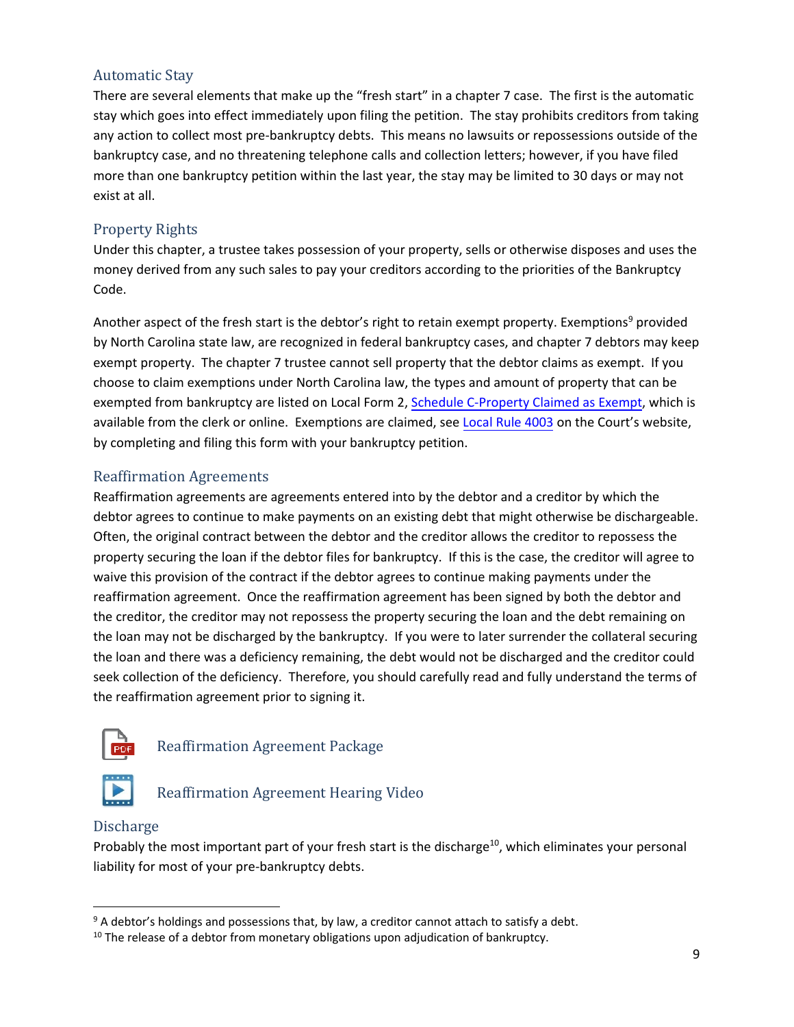## Automatic Stay

There are several elements that make up the "fresh start" in a chapter 7 case. The first is the automatic stay which goes into effect immediately upon filing the petition. The stay prohibits creditors from taking any action to collect most pre-bankruptcy debts. This means no lawsuits or repossessions outside of the bankruptcy case, and no threatening telephone calls and collection letters; however, if you have filed more than one bankruptcy petition within the last year, the stay may be limited to 30 days or may not exist at all.

## Property Rights

Under this chapter, a trustee takes possession of your property, sells or otherwise disposes and uses the money derived from any such sales to pay your creditors according to the priorities of the Bankruptcy Code.

Another aspect of the fresh start is the debtor's right to retain exempt property. Exemptions[9] provided by North Carolina state law, are recognized in federal bankruptcy cases, and chapter 7 debtors may keep exempt property. The chapter 7 trustee cannot sell property that the debtor claims as exempt. If you choose to claim exemptions under North Carolina law, the types and amount of property that can be exempted from bankruptcy are listed on Local Form 2, Schedule C-Property Claimed as Exempt, which is available from the clerk or online. Exemptions are claimed, see Local Rule 4003 on the Court's website, by completing and filing this form with your bankruptcy petition.

## Reaffirmation Agreements

Reaffirmation agreements are agreements entered into by the debtor and a creditor by which the debtor agrees to continue to make payments on an existing debt that might otherwise be dischargeable. Often, the original contract between the debtor and the creditor allows the creditor to repossess the property securing the loan if the debtor files for bankruptcy. If this is the case, the creditor will agree to waive this provision of the contract if the debtor agrees to continue making payments under the reaffirmation agreement. Once the reaffirmation agreement has been signed by both the debtor and the creditor, the creditor may not repossess the property securing the loan and the debt remaining on the loan may not be discharged by the bankruptcy. If you were to later surrender the collateral securing the loan and there was a deficiency remaining, the debt would not be discharged and the creditor could seek collection of the deficiency. Therefore, you should carefully read and fully understand the terms of the reaffirmation agreement prior to signing it.

Reaffirmation Agreement Package

Reaffirmation Agreement Hearing Video

## Discharge

Probably the most important part of your fresh start is the discharge[10], which eliminates your personal liability for most of your pre-bankruptcy debts.

---

[9] A debtor's holdings and possessions that, by law, a creditor cannot attach to satisfy a debt.

[10] The release of a debtor from monetary obligations upon adjudication of bankruptcy.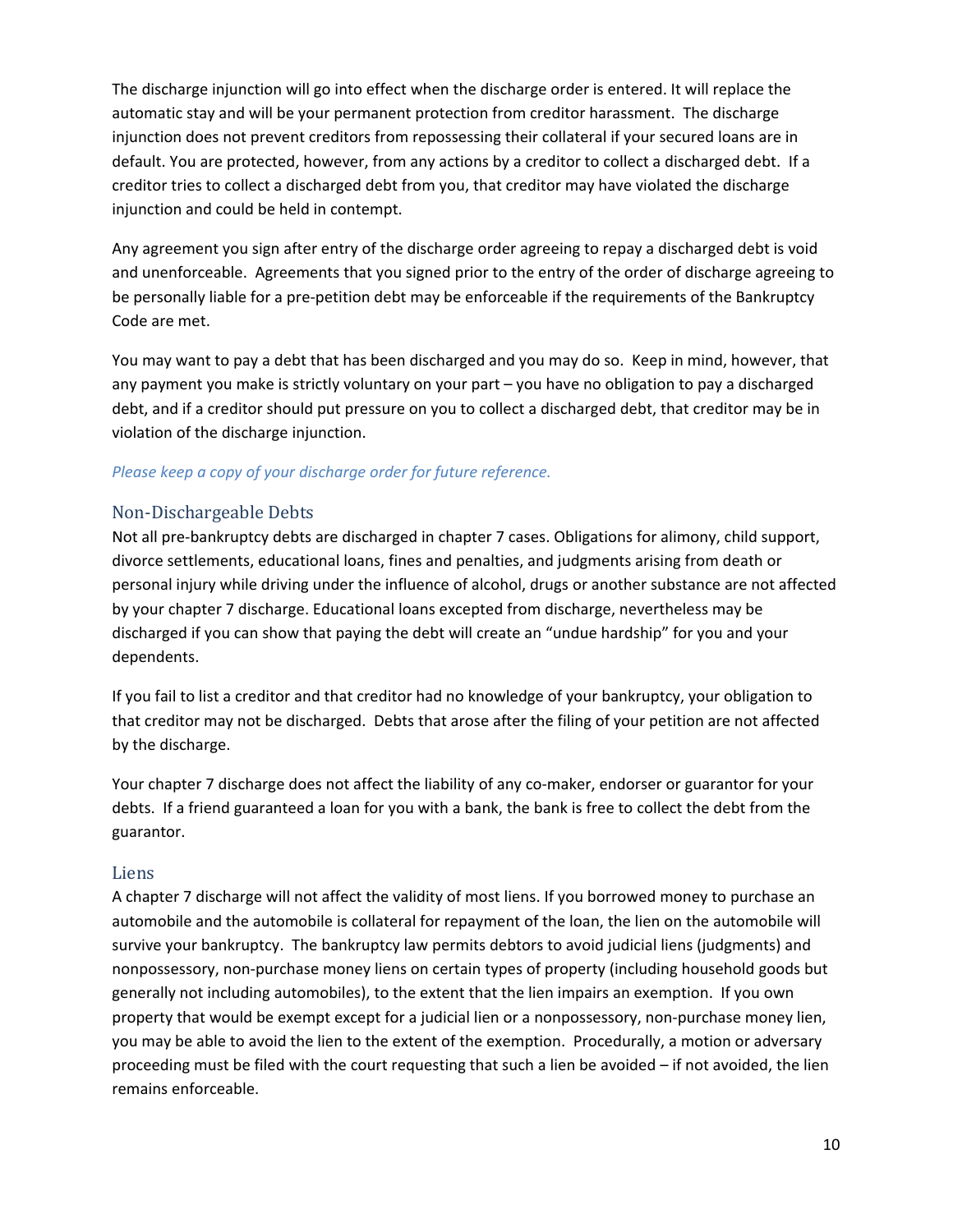The discharge injunction will go into effect when the discharge order is entered. It will replace the automatic stay and will be your permanent protection from creditor harassment. The discharge injunction does not prevent creditors from repossessing their collateral if your secured loans are in default. You are protected, however, from any actions by a creditor to collect a discharged debt. If a creditor tries to collect a discharged debt from you, that creditor may have violated the discharge injunction and could be held in contempt.

Any agreement you sign after entry of the discharge order agreeing to repay a discharged debt is void and unenforceable. Agreements that you signed prior to the entry of the order of discharge agreeing to be personally liable for a pre-petition debt may be enforceable if the requirements of the Bankruptcy Code are met.

You may want to pay a debt that has been discharged and you may do so. Keep in mind, however, that any payment you make is strictly voluntary on your part – you have no obligation to pay a discharged debt, and if a creditor should put pressure on you to collect a discharged debt, that creditor may be in violation of the discharge injunction.

*Please keep a copy of your discharge order for future reference.*

## Non-Dischargeable Debts

Not all pre-bankruptcy debts are discharged in chapter 7 cases. Obligations for alimony, child support, divorce settlements, educational loans, fines and penalties, and judgments arising from death or personal injury while driving under the influence of alcohol, drugs or another substance are not affected by your chapter 7 discharge. Educational loans excepted from discharge, nevertheless may be discharged if you can show that paying the debt will create an "undue hardship" for you and your dependents.

If you fail to list a creditor and that creditor had no knowledge of your bankruptcy, your obligation to that creditor may not be discharged. Debts that arose after the filing of your petition are not affected by the discharge.

Your chapter 7 discharge does not affect the liability of any co-maker, endorser or guarantor for your debts. If a friend guaranteed a loan for you with a bank, the bank is free to collect the debt from the guarantor.

## Liens

A chapter 7 discharge will not affect the validity of most liens. If you borrowed money to purchase an automobile and the automobile is collateral for repayment of the loan, the lien on the automobile will survive your bankruptcy. The bankruptcy law permits debtors to avoid judicial liens (judgments) and nonpossessory, non-purchase money liens on certain types of property (including household goods but generally not including automobiles), to the extent that the lien impairs an exemption. If you own property that would be exempt except for a judicial lien or a nonpossessory, non-purchase money lien, you may be able to avoid the lien to the extent of the exemption. Procedurally, a motion or adversary proceeding must be filed with the court requesting that such a lien be avoided – if not avoided, the lien remains enforceable.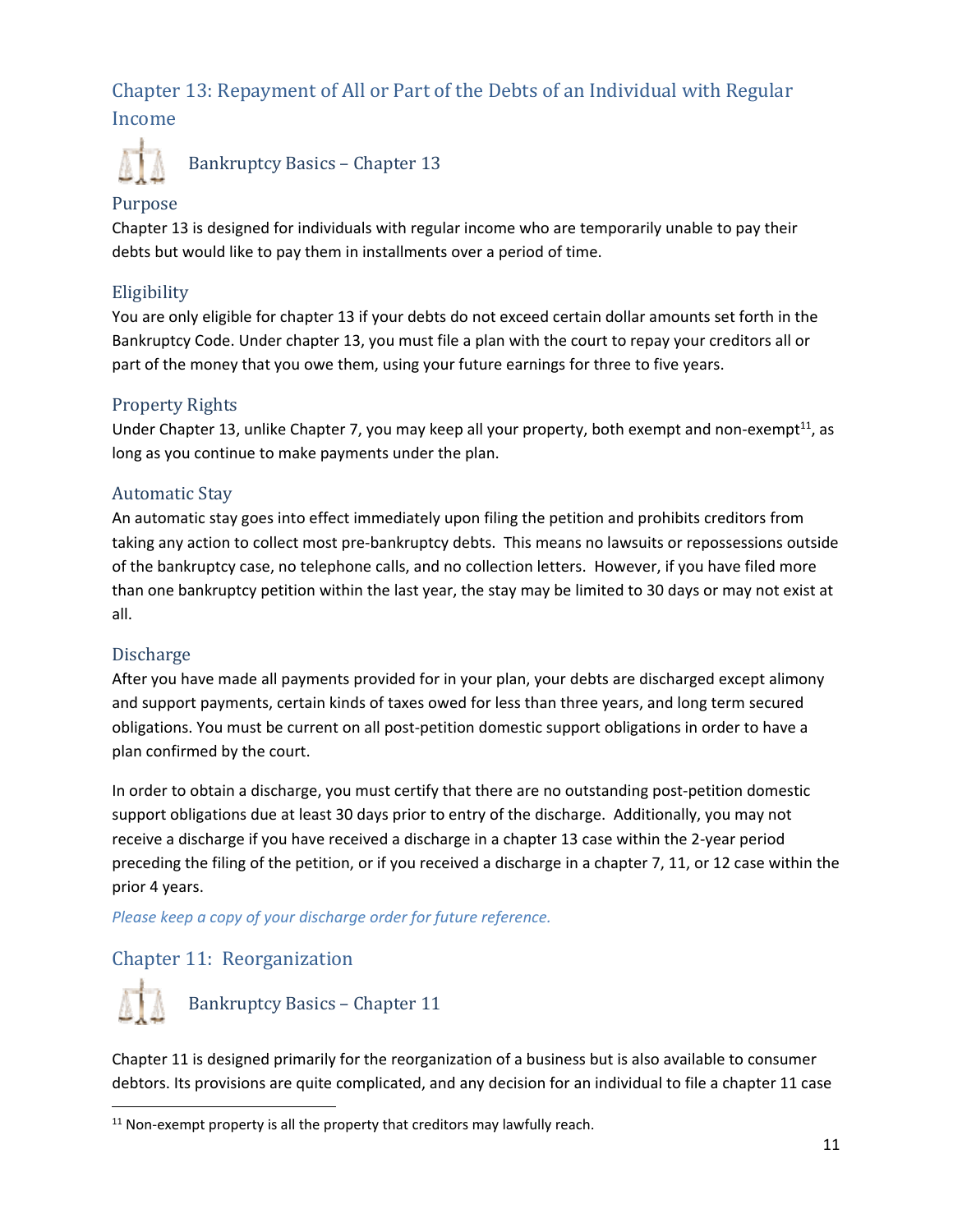## Chapter 13: Repayment of All or Part of the Debts of an Individual with Regular Income

### Bankruptcy Basics – Chapter 13

### Purpose

Chapter 13 is designed for individuals with regular income who are temporarily unable to pay their debts but would like to pay them in installments over a period of time.

### Eligibility

You are only eligible for chapter 13 if your debts do not exceed certain dollar amounts set forth in the Bankruptcy Code. Under chapter 13, you must file a plan with the court to repay your creditors all or part of the money that you owe them, using your future earnings for three to five years.

### Property Rights

Under Chapter 13, unlike Chapter 7, you may keep all your property, both exempt and non-exempt[11], as long as you continue to make payments under the plan.

### Automatic Stay

An automatic stay goes into effect immediately upon filing the petition and prohibits creditors from taking any action to collect most pre-bankruptcy debts. This means no lawsuits or repossessions outside of the bankruptcy case, no telephone calls, and no collection letters. However, if you have filed more than one bankruptcy petition within the last year, the stay may be limited to 30 days or may not exist at all.

### Discharge

After you have made all payments provided for in your plan, your debts are discharged except alimony and support payments, certain kinds of taxes owed for less than three years, and long term secured obligations. You must be current on all post-petition domestic support obligations in order to have a plan confirmed by the court.

In order to obtain a discharge, you must certify that there are no outstanding post-petition domestic support obligations due at least 30 days prior to entry of the discharge. Additionally, you may not receive a discharge if you have received a discharge in a chapter 13 case within the 2-year period preceding the filing of the petition, or if you received a discharge in a chapter 7, 11, or 12 case within the prior 4 years.

*Please keep a copy of your discharge order for future reference.*

## Chapter 11: Reorganization

### Bankruptcy Basics – Chapter 11

Chapter 11 is designed primarily for the reorganization of a business but is also available to consumer debtors. Its provisions are quite complicated, and any decision for an individual to file a chapter 11 case

[11] Non-exempt property is all the property that creditors may lawfully reach.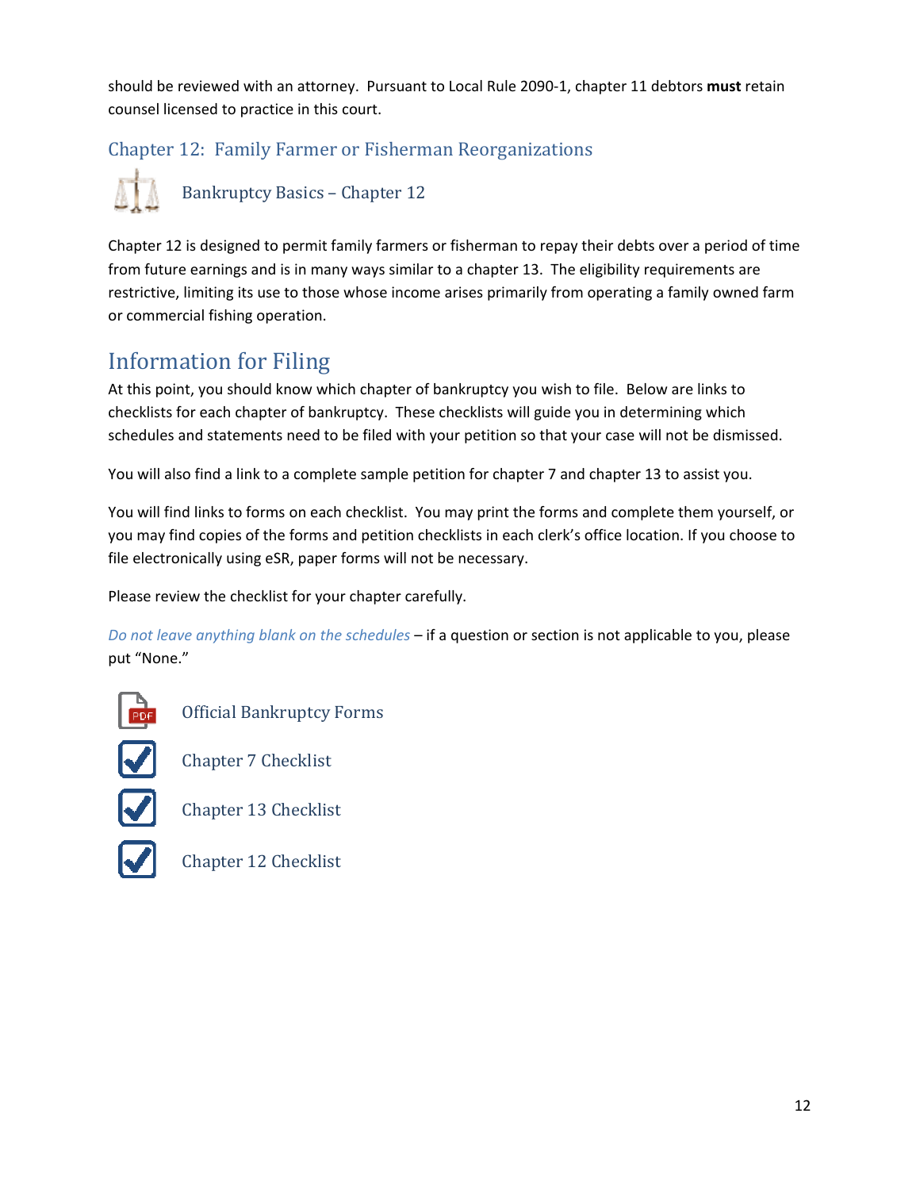should be reviewed with an attorney. Pursuant to Local Rule 2090-1, chapter 11 debtors **must** retain counsel licensed to practice in this court.

### Chapter 12: Family Farmer or Fisherman Reorganizations

Bankruptcy Basics – Chapter 12

Chapter 12 is designed to permit family farmers or fisherman to repay their debts over a period of time from future earnings and is in many ways similar to a chapter 13. The eligibility requirements are restrictive, limiting its use to those whose income arises primarily from operating a family owned farm or commercial fishing operation.

## Information for Filing

At this point, you should know which chapter of bankruptcy you wish to file. Below are links to checklists for each chapter of bankruptcy. These checklists will guide you in determining which schedules and statements need to be filed with your petition so that your case will not be dismissed.

You will also find a link to a complete sample petition for chapter 7 and chapter 13 to assist you.

You will find links to forms on each checklist. You may print the forms and complete them yourself, or you may find copies of the forms and petition checklists in each clerk's office location. If you choose to file electronically using eSR, paper forms will not be necessary.

Please review the checklist for your chapter carefully.

*Do not leave anything blank on the schedules* – if a question or section is not applicable to you, please put "None."

Official Bankruptcy Forms

Chapter 7 Checklist

Chapter 13 Checklist

Chapter 12 Checklist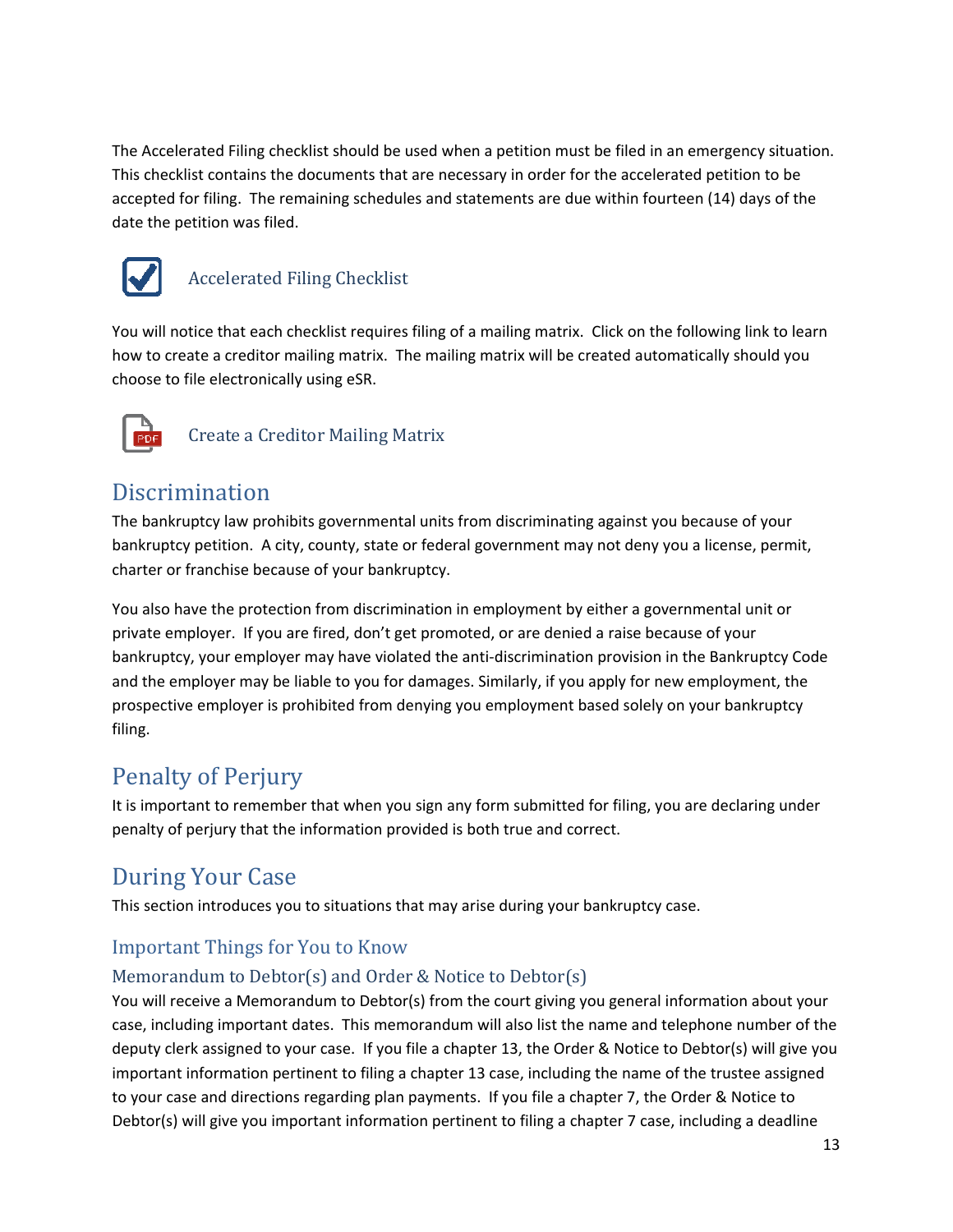The Accelerated Filing checklist should be used when a petition must be filed in an emergency situation. This checklist contains the documents that are necessary in order for the accelerated petition to be accepted for filing. The remaining schedules and statements are due within fourteen (14) days of the date the petition was filed.

Accelerated Filing Checklist

You will notice that each checklist requires filing of a mailing matrix. Click on the following link to learn how to create a creditor mailing matrix. The mailing matrix will be created automatically should you choose to file electronically using eSR.

Create a Creditor Mailing Matrix

## Discrimination

The bankruptcy law prohibits governmental units from discriminating against you because of your bankruptcy petition. A city, county, state or federal government may not deny you a license, permit, charter or franchise because of your bankruptcy.

You also have the protection from discrimination in employment by either a governmental unit or private employer. If you are fired, don't get promoted, or are denied a raise because of your bankruptcy, your employer may have violated the anti-discrimination provision in the Bankruptcy Code and the employer may be liable to you for damages. Similarly, if you apply for new employment, the prospective employer is prohibited from denying you employment based solely on your bankruptcy filing.

## Penalty of Perjury

It is important to remember that when you sign any form submitted for filing, you are declaring under penalty of perjury that the information provided is both true and correct.

## During Your Case

This section introduces you to situations that may arise during your bankruptcy case.

### Important Things for You to Know

#### Memorandum to Debtor(s) and Order & Notice to Debtor(s)

You will receive a Memorandum to Debtor(s) from the court giving you general information about your case, including important dates. This memorandum will also list the name and telephone number of the deputy clerk assigned to your case. If you file a chapter 13, the Order & Notice to Debtor(s) will give you important information pertinent to filing a chapter 13 case, including the name of the trustee assigned to your case and directions regarding plan payments. If you file a chapter 7, the Order & Notice to Debtor(s) will give you important information pertinent to filing a chapter 7 case, including a deadline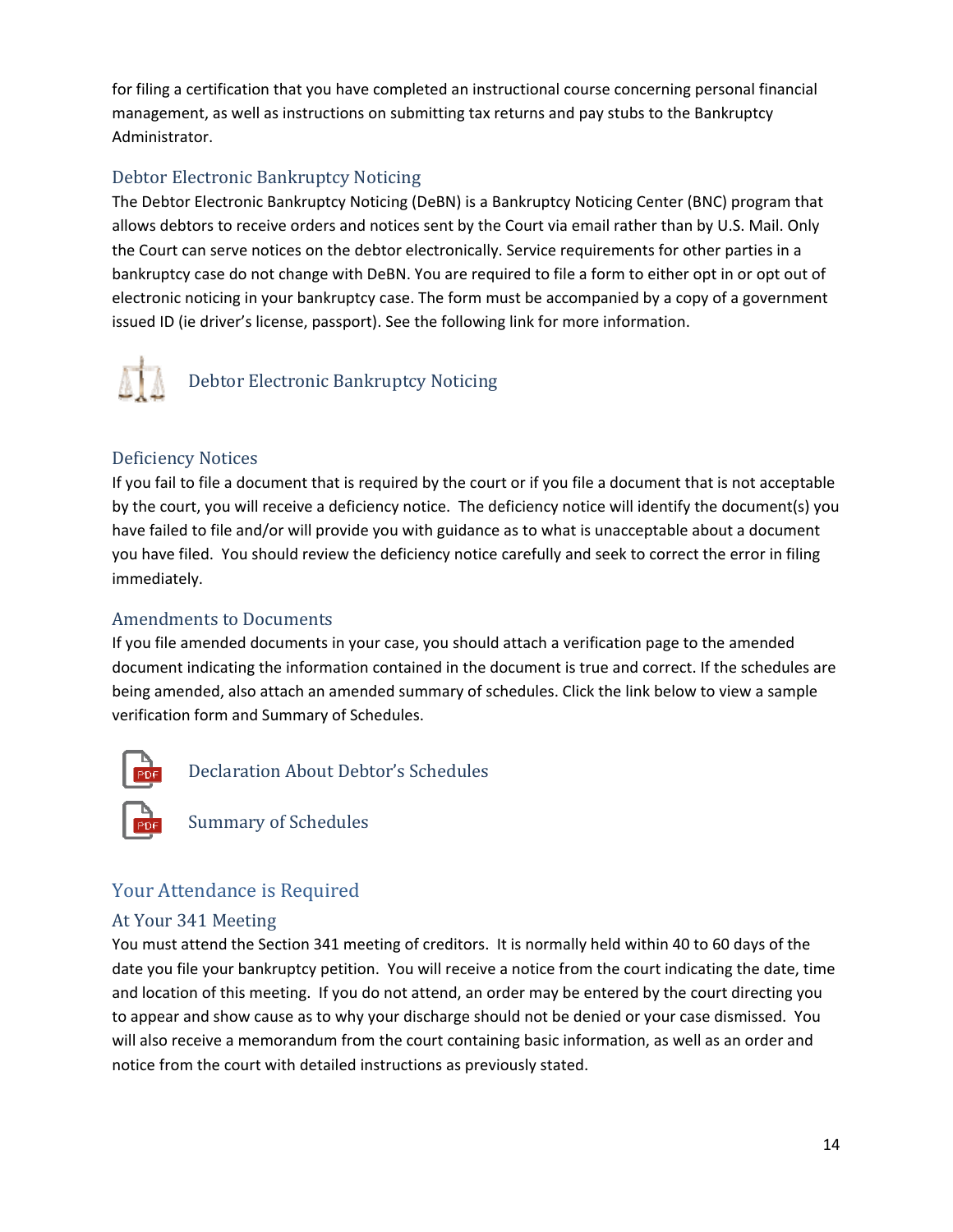for filing a certification that you have completed an instructional course concerning personal financial management, as well as instructions on submitting tax returns and pay stubs to the Bankruptcy Administrator.

### Debtor Electronic Bankruptcy Noticing

The Debtor Electronic Bankruptcy Noticing (DeBN) is a Bankruptcy Noticing Center (BNC) program that allows debtors to receive orders and notices sent by the Court via email rather than by U.S. Mail. Only the Court can serve notices on the debtor electronically. Service requirements for other parties in a bankruptcy case do not change with DeBN. You are required to file a form to either opt in or opt out of electronic noticing in your bankruptcy case. The form must be accompanied by a copy of a government issued ID (ie driver's license, passport). See the following link for more information.

Debtor Electronic Bankruptcy Noticing

### Deficiency Notices

If you fail to file a document that is required by the court or if you file a document that is not acceptable by the court, you will receive a deficiency notice. The deficiency notice will identify the document(s) you have failed to file and/or will provide you with guidance as to what is unacceptable about a document you have filed. You should review the deficiency notice carefully and seek to correct the error in filing immediately.

### Amendments to Documents

If you file amended documents in your case, you should attach a verification page to the amended document indicating the information contained in the document is true and correct. If the schedules are being amended, also attach an amended summary of schedules. Click the link below to view a sample verification form and Summary of Schedules.

Declaration About Debtor's Schedules

Summary of Schedules

## Your Attendance is Required

### At Your 341 Meeting

You must attend the Section 341 meeting of creditors. It is normally held within 40 to 60 days of the date you file your bankruptcy petition. You will receive a notice from the court indicating the date, time and location of this meeting. If you do not attend, an order may be entered by the court directing you to appear and show cause as to why your discharge should not be denied or your case dismissed. You will also receive a memorandum from the court containing basic information, as well as an order and notice from the court with detailed instructions as previously stated.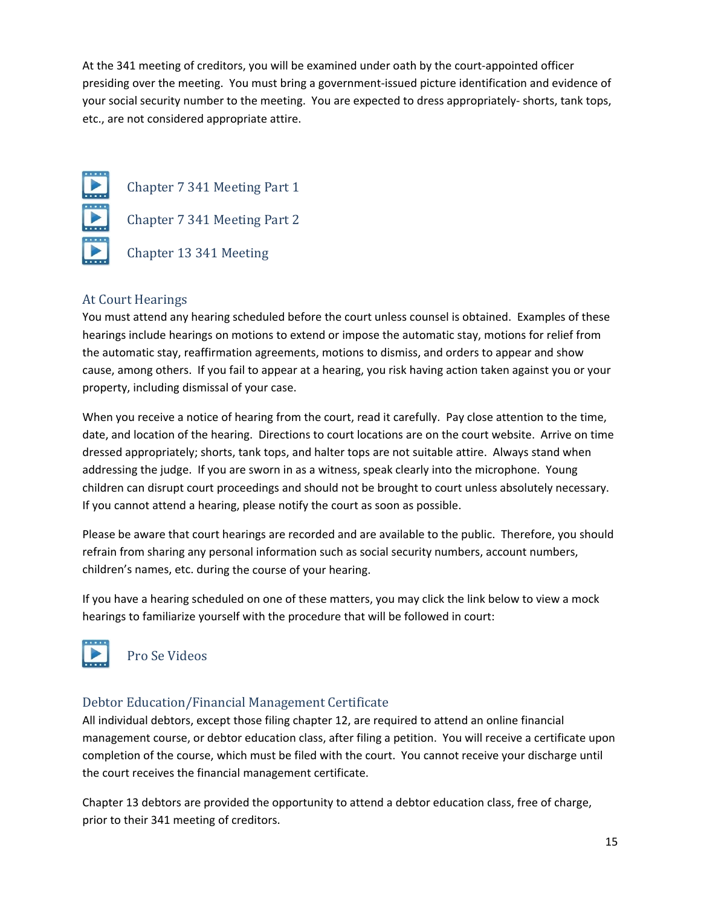At the 341 meeting of creditors, you will be examined under oath by the court-appointed officer presiding over the meeting. You must bring a government-issued picture identification and evidence of your social security number to the meeting. You are expected to dress appropriately- shorts, tank tops, etc., are not considered appropriate attire.

Chapter 7 341 Meeting Part 1

Chapter 7 341 Meeting Part 2

Chapter 13 341 Meeting

## At Court Hearings

You must attend any hearing scheduled before the court unless counsel is obtained. Examples of these hearings include hearings on motions to extend or impose the automatic stay, motions for relief from the automatic stay, reaffirmation agreements, motions to dismiss, and orders to appear and show cause, among others. If you fail to appear at a hearing, you risk having action taken against you or your property, including dismissal of your case.

When you receive a notice of hearing from the court, read it carefully. Pay close attention to the time, date, and location of the hearing. Directions to court locations are on the court website. Arrive on time dressed appropriately; shorts, tank tops, and halter tops are not suitable attire. Always stand when addressing the judge. If you are sworn in as a witness, speak clearly into the microphone. Young children can disrupt court proceedings and should not be brought to court unless absolutely necessary. If you cannot attend a hearing, please notify the court as soon as possible.

Please be aware that court hearings are recorded and are available to the public. Therefore, you should refrain from sharing any personal information such as social security numbers, account numbers, children's names, etc. during the course of your hearing.

If you have a hearing scheduled on one of these matters, you may click the link below to view a mock hearings to familiarize yourself with the procedure that will be followed in court:

Pro Se Videos

## Debtor Education/Financial Management Certificate

All individual debtors, except those filing chapter 12, are required to attend an online financial management course, or debtor education class, after filing a petition. You will receive a certificate upon completion of the course, which must be filed with the court. You cannot receive your discharge until the court receives the financial management certificate.

Chapter 13 debtors are provided the opportunity to attend a debtor education class, free of charge, prior to their 341 meeting of creditors.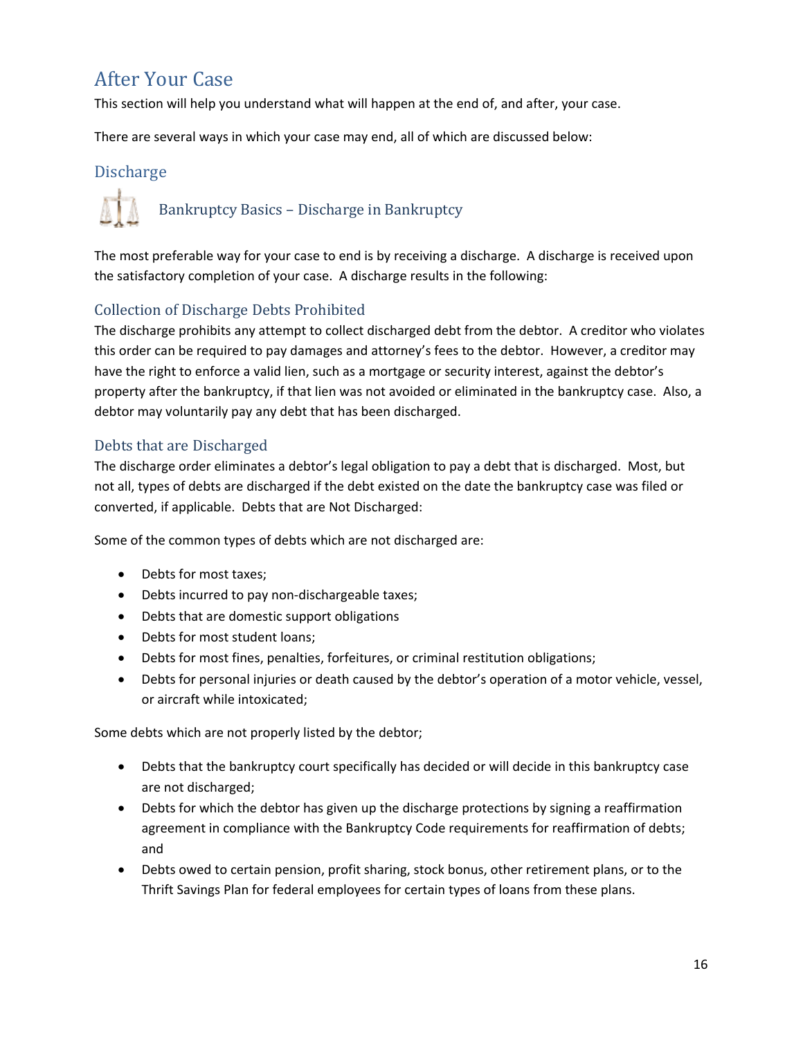# After Your Case

This section will help you understand what will happen at the end of, and after, your case.

There are several ways in which your case may end, all of which are discussed below:

## Discharge

### Bankruptcy Basics – Discharge in Bankruptcy

The most preferable way for your case to end is by receiving a discharge. A discharge is received upon the satisfactory completion of your case. A discharge results in the following:

### Collection of Discharge Debts Prohibited

The discharge prohibits any attempt to collect discharged debt from the debtor. A creditor who violates this order can be required to pay damages and attorney's fees to the debtor. However, a creditor may have the right to enforce a valid lien, such as a mortgage or security interest, against the debtor's property after the bankruptcy, if that lien was not avoided or eliminated in the bankruptcy case. Also, a debtor may voluntarily pay any debt that has been discharged.

### Debts that are Discharged

The discharge order eliminates a debtor's legal obligation to pay a debt that is discharged. Most, but not all, types of debts are discharged if the debt existed on the date the bankruptcy case was filed or converted, if applicable. Debts that are Not Discharged:

Some of the common types of debts which are not discharged are:

- Debts for most taxes;
- Debts incurred to pay non-dischargeable taxes;
- Debts that are domestic support obligations
- Debts for most student loans;
- Debts for most fines, penalties, forfeitures, or criminal restitution obligations;
- Debts for personal injuries or death caused by the debtor's operation of a motor vehicle, vessel, or aircraft while intoxicated;

Some debts which are not properly listed by the debtor;

- Debts that the bankruptcy court specifically has decided or will decide in this bankruptcy case are not discharged;
- Debts for which the debtor has given up the discharge protections by signing a reaffirmation agreement in compliance with the Bankruptcy Code requirements for reaffirmation of debts; and
- Debts owed to certain pension, profit sharing, stock bonus, other retirement plans, or to the Thrift Savings Plan for federal employees for certain types of loans from these plans.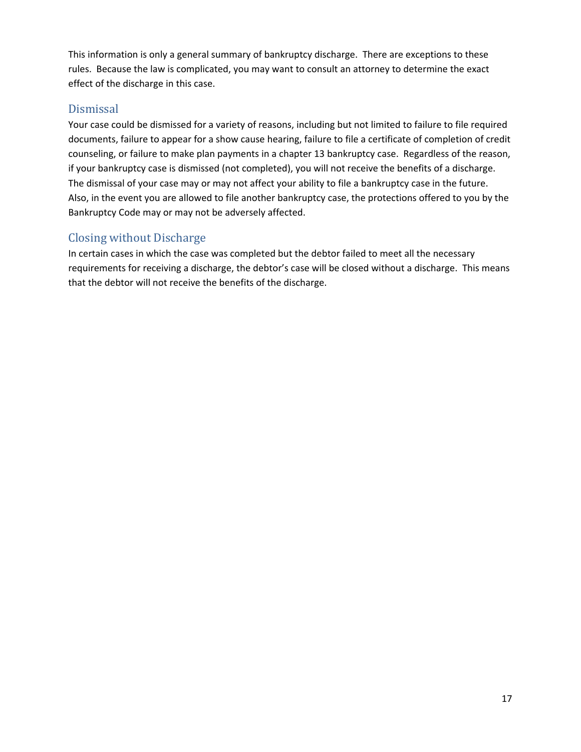This information is only a general summary of bankruptcy discharge. There are exceptions to these rules. Because the law is complicated, you may want to consult an attorney to determine the exact effect of the discharge in this case.

## Dismissal

Your case could be dismissed for a variety of reasons, including but not limited to failure to file required documents, failure to appear for a show cause hearing, failure to file a certificate of completion of credit counseling, or failure to make plan payments in a chapter 13 bankruptcy case. Regardless of the reason, if your bankruptcy case is dismissed (not completed), you will not receive the benefits of a discharge. The dismissal of your case may or may not affect your ability to file a bankruptcy case in the future. Also, in the event you are allowed to file another bankruptcy case, the protections offered to you by the Bankruptcy Code may or may not be adversely affected.

## Closing without Discharge

In certain cases in which the case was completed but the debtor failed to meet all the necessary requirements for receiving a discharge, the debtor's case will be closed without a discharge. This means that the debtor will not receive the benefits of the discharge.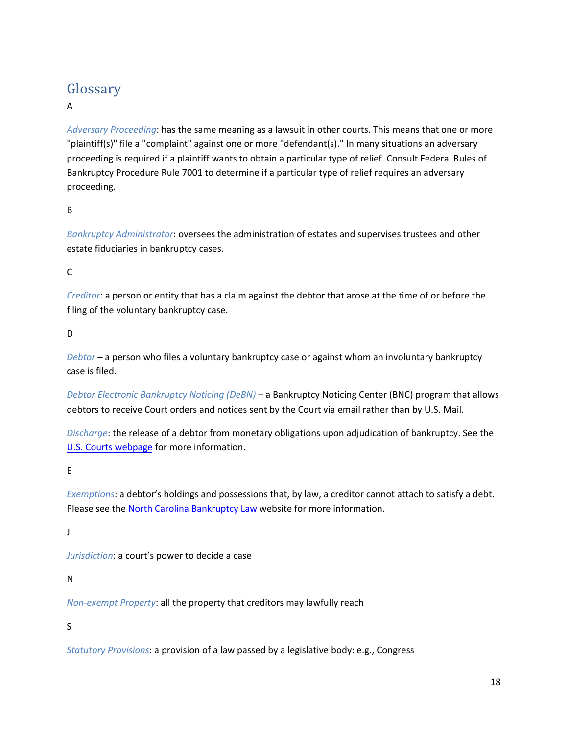# Glossary

A

*Adversary Proceeding*: has the same meaning as a lawsuit in other courts. This means that one or more "plaintiff(s)" file a "complaint" against one or more "defendant(s)." In many situations an adversary proceeding is required if a plaintiff wants to obtain a particular type of relief. Consult Federal Rules of Bankruptcy Procedure Rule 7001 to determine if a particular type of relief requires an adversary proceeding.

B

*Bankruptcy Administrator*: oversees the administration of estates and supervises trustees and other estate fiduciaries in bankruptcy cases.

C

*Creditor*: a person or entity that has a claim against the debtor that arose at the time of or before the filing of the voluntary bankruptcy case.

D

*Debtor* – a person who files a voluntary bankruptcy case or against whom an involuntary bankruptcy case is filed.

*Debtor Electronic Bankruptcy Noticing (DeBN)* – a Bankruptcy Noticing Center (BNC) program that allows debtors to receive Court orders and notices sent by the Court via email rather than by U.S. Mail.

*Discharge*: the release of a debtor from monetary obligations upon adjudication of bankruptcy. See the U.S. Courts webpage for more information.

E

*Exemptions*: a debtor's holdings and possessions that, by law, a creditor cannot attach to satisfy a debt. Please see the North Carolina Bankruptcy Law website for more information.

J

*Jurisdiction*: a court's power to decide a case

N

*Non-exempt Property*: all the property that creditors may lawfully reach

S

*Statutory Provisions*: a provision of a law passed by a legislative body: e.g., Congress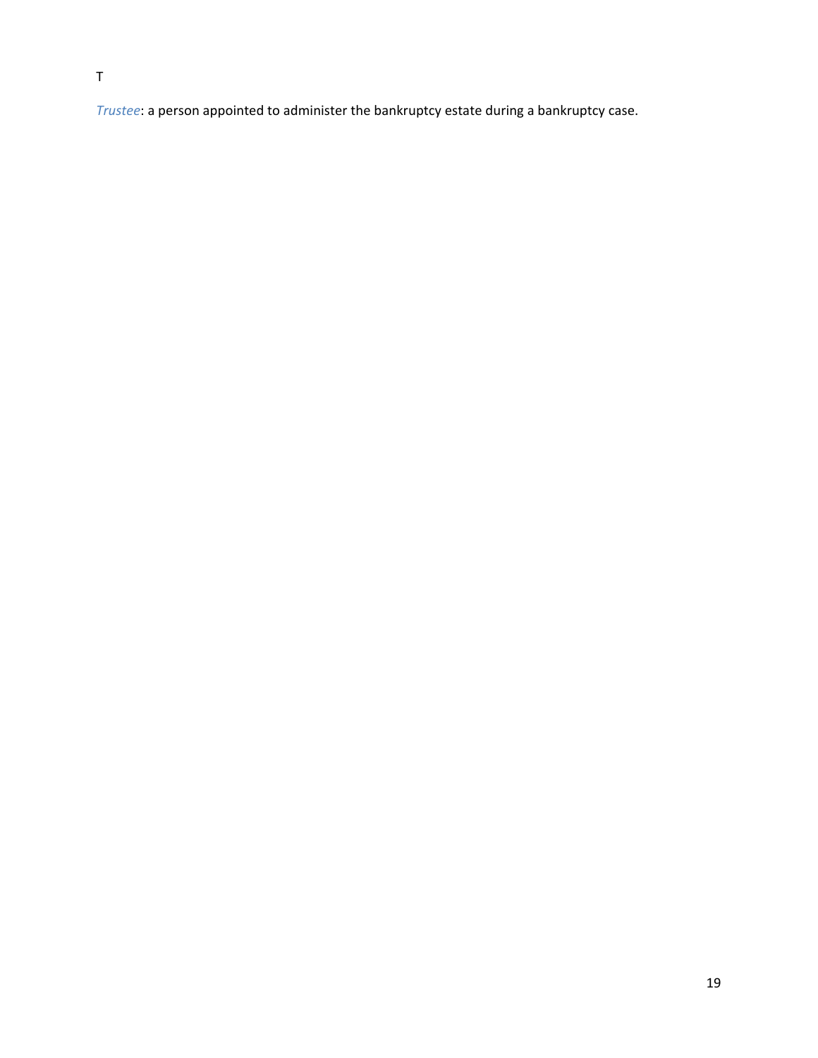T

*Trustee*: a person appointed to administer the bankruptcy estate during a bankruptcy case.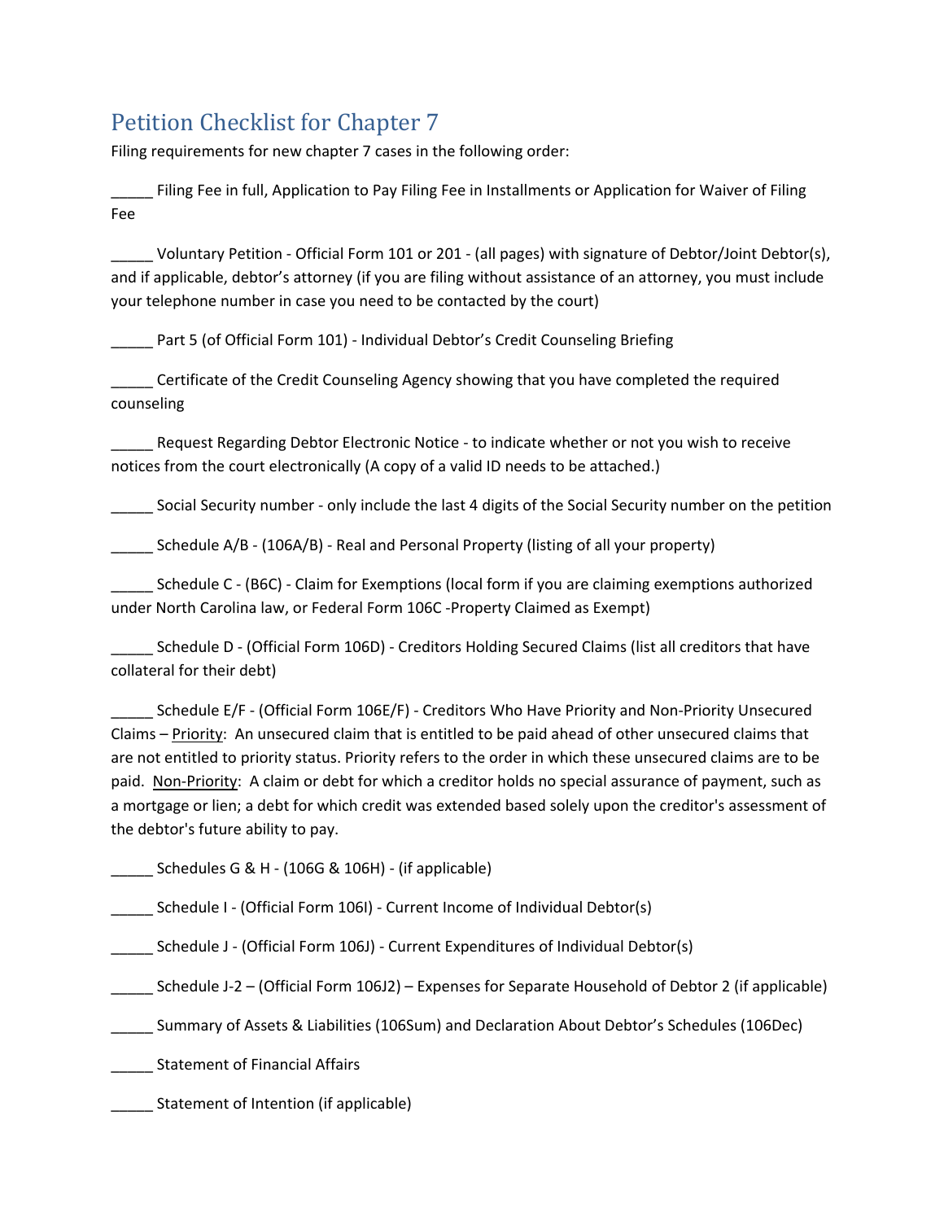# Petition Checklist for Chapter 7

Filing requirements for new chapter 7 cases in the following order:

_____ Filing Fee in full, Application to Pay Filing Fee in Installments or Application for Waiver of Filing Fee

_____ Voluntary Petition - Official Form 101 or 201 - (all pages) with signature of Debtor/Joint Debtor(s), and if applicable, debtor's attorney (if you are filing without assistance of an attorney, you must include your telephone number in case you need to be contacted by the court)

_____ Part 5 (of Official Form 101) - Individual Debtor's Credit Counseling Briefing

_____ Certificate of the Credit Counseling Agency showing that you have completed the required counseling

_____ Request Regarding Debtor Electronic Notice - to indicate whether or not you wish to receive notices from the court electronically (A copy of a valid ID needs to be attached.)

_____ Social Security number - only include the last 4 digits of the Social Security number on the petition

_____ Schedule A/B - (106A/B) - Real and Personal Property (listing of all your property)

_____ Schedule C - (B6C) - Claim for Exemptions (local form if you are claiming exemptions authorized under North Carolina law, or Federal Form 106C -Property Claimed as Exempt)

_____ Schedule D - (Official Form 106D) - Creditors Holding Secured Claims (list all creditors that have collateral for their debt)

_____ Schedule E/F - (Official Form 106E/F) - Creditors Who Have Priority and Non-Priority Unsecured Claims – Priority: An unsecured claim that is entitled to be paid ahead of other unsecured claims that are not entitled to priority status. Priority refers to the order in which these unsecured claims are to be paid. Non-Priority: A claim or debt for which a creditor holds no special assurance of payment, such as a mortgage or lien; a debt for which credit was extended based solely upon the creditor's assessment of the debtor's future ability to pay.

_____ Schedules G & H - (106G & 106H) - (if applicable)

_____ Schedule I - (Official Form 106I) - Current Income of Individual Debtor(s)

_____ Schedule J - (Official Form 106J) - Current Expenditures of Individual Debtor(s)

_____ Schedule J-2 – (Official Form 106J2) – Expenses for Separate Household of Debtor 2 (if applicable)

_____ Summary of Assets & Liabilities (106Sum) and Declaration About Debtor's Schedules (106Dec)

_____ Statement of Financial Affairs

_____ Statement of Intention (if applicable)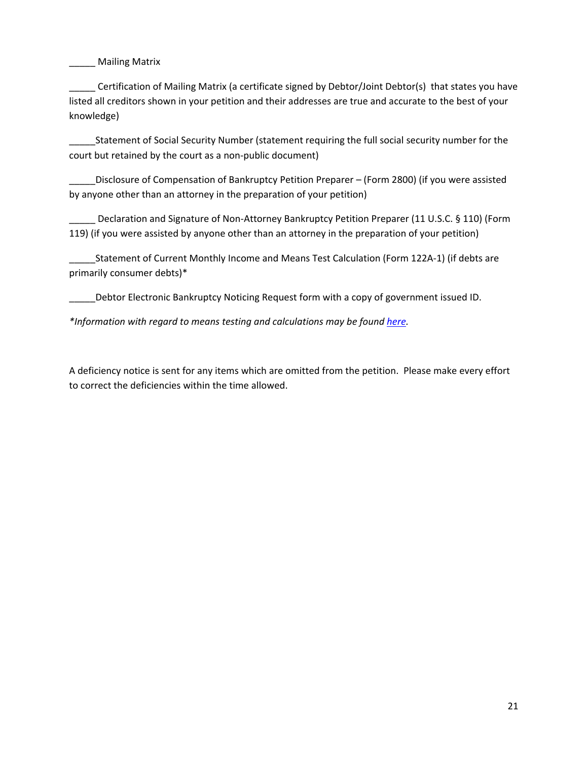_____ Mailing Matrix

_____ Certification of Mailing Matrix (a certificate signed by Debtor/Joint Debtor(s) that states you have listed all creditors shown in your petition and their addresses are true and accurate to the best of your knowledge)

_____Statement of Social Security Number (statement requiring the full social security number for the court but retained by the court as a non-public document)

_____Disclosure of Compensation of Bankruptcy Petition Preparer – (Form 2800) (if you were assisted by anyone other than an attorney in the preparation of your petition)

_____ Declaration and Signature of Non-Attorney Bankruptcy Petition Preparer (11 U.S.C. § 110) (Form 119) (if you were assisted by anyone other than an attorney in the preparation of your petition)

_____Statement of Current Monthly Income and Means Test Calculation (Form 122A-1) (if debts are primarily consumer debts)*

_____Debtor Electronic Bankruptcy Noticing Request form with a copy of government issued ID.

*\*Information with regard to means testing and calculations may be found here.*

A deficiency notice is sent for any items which are omitted from the petition. Please make every effort to correct the deficiencies within the time allowed.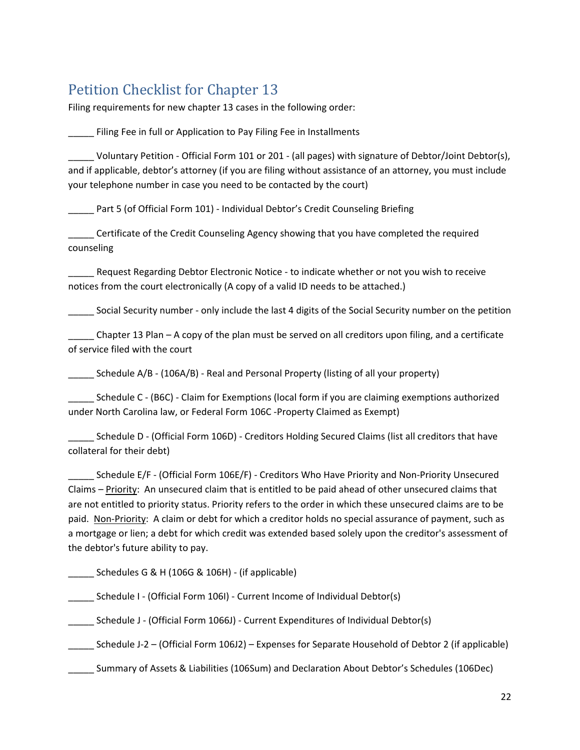## Petition Checklist for Chapter 13

Filing requirements for new chapter 13 cases in the following order:

_____ Filing Fee in full or Application to Pay Filing Fee in Installments

_____ Voluntary Petition - Official Form 101 or 201 - (all pages) with signature of Debtor/Joint Debtor(s), and if applicable, debtor's attorney (if you are filing without assistance of an attorney, you must include your telephone number in case you need to be contacted by the court)

_____ Part 5 (of Official Form 101) - Individual Debtor's Credit Counseling Briefing

_____ Certificate of the Credit Counseling Agency showing that you have completed the required counseling

_____ Request Regarding Debtor Electronic Notice - to indicate whether or not you wish to receive notices from the court electronically (A copy of a valid ID needs to be attached.)

_____ Social Security number - only include the last 4 digits of the Social Security number on the petition

_____ Chapter 13 Plan – A copy of the plan must be served on all creditors upon filing, and a certificate of service filed with the court

_____ Schedule A/B - (106A/B) - Real and Personal Property (listing of all your property)

_____ Schedule C - (B6C) - Claim for Exemptions (local form if you are claiming exemptions authorized under North Carolina law, or Federal Form 106C -Property Claimed as Exempt)

_____ Schedule D - (Official Form 106D) - Creditors Holding Secured Claims (list all creditors that have collateral for their debt)

_____ Schedule E/F - (Official Form 106E/F) - Creditors Who Have Priority and Non-Priority Unsecured Claims – Priority: An unsecured claim that is entitled to be paid ahead of other unsecured claims that are not entitled to priority status. Priority refers to the order in which these unsecured claims are to be paid. Non-Priority: A claim or debt for which a creditor holds no special assurance of payment, such as a mortgage or lien; a debt for which credit was extended based solely upon the creditor's assessment of the debtor's future ability to pay.

_____ Schedules G & H (106G & 106H) - (if applicable)

_____ Schedule I - (Official Form 106I) - Current Income of Individual Debtor(s)

_____ Schedule J - (Official Form 1066J) - Current Expenditures of Individual Debtor(s)

_____ Schedule J-2 – (Official Form 106J2) – Expenses for Separate Household of Debtor 2 (if applicable)

_____ Summary of Assets & Liabilities (106Sum) and Declaration About Debtor's Schedules (106Dec)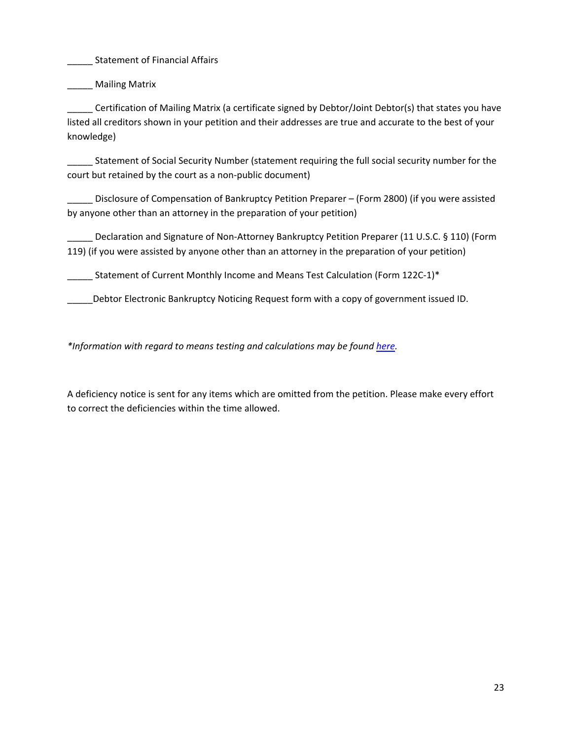_____ Statement of Financial Affairs

_____ Mailing Matrix

_____ Certification of Mailing Matrix (a certificate signed by Debtor/Joint Debtor(s) that states you have listed all creditors shown in your petition and their addresses are true and accurate to the best of your knowledge)

_____ Statement of Social Security Number (statement requiring the full social security number for the court but retained by the court as a non-public document)

_____ Disclosure of Compensation of Bankruptcy Petition Preparer – (Form 2800) (if you were assisted by anyone other than an attorney in the preparation of your petition)

_____ Declaration and Signature of Non-Attorney Bankruptcy Petition Preparer (11 U.S.C. § 110) (Form 119) (if you were assisted by anyone other than an attorney in the preparation of your petition)

_____ Statement of Current Monthly Income and Means Test Calculation (Form 122C-1)*

_____Debtor Electronic Bankruptcy Noticing Request form with a copy of government issued ID.

*\*Information with regard to means testing and calculations may be found [here](#).*

A deficiency notice is sent for any items which are omitted from the petition. Please make every effort to correct the deficiencies within the time allowed.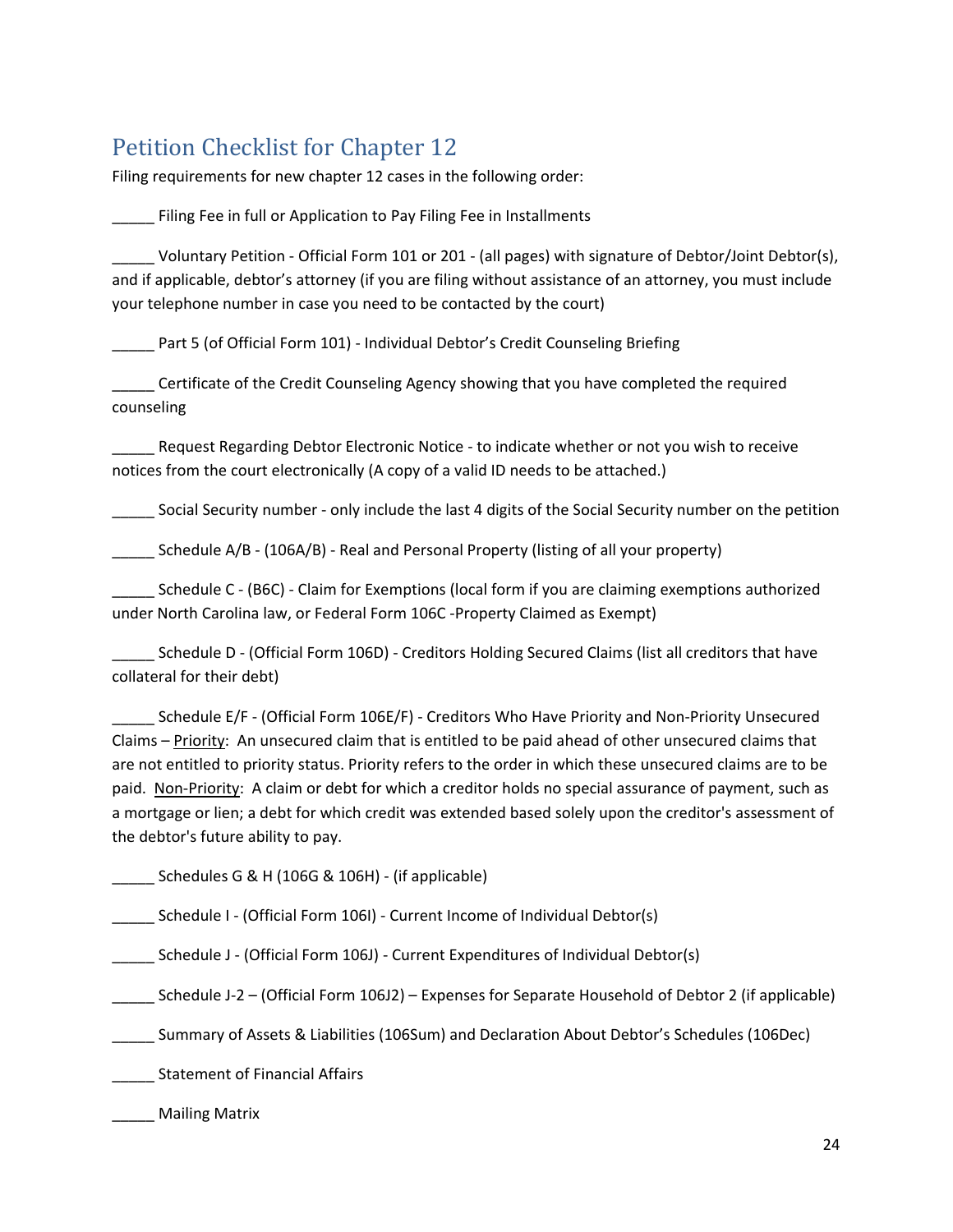## Petition Checklist for Chapter 12

Filing requirements for new chapter 12 cases in the following order:

_____ Filing Fee in full or Application to Pay Filing Fee in Installments

_____ Voluntary Petition - Official Form 101 or 201 - (all pages) with signature of Debtor/Joint Debtor(s), and if applicable, debtor's attorney (if you are filing without assistance of an attorney, you must include your telephone number in case you need to be contacted by the court)

_____ Part 5 (of Official Form 101) - Individual Debtor's Credit Counseling Briefing

_____ Certificate of the Credit Counseling Agency showing that you have completed the required counseling

_____ Request Regarding Debtor Electronic Notice - to indicate whether or not you wish to receive notices from the court electronically (A copy of a valid ID needs to be attached.)

_____ Social Security number - only include the last 4 digits of the Social Security number on the petition

_____ Schedule A/B - (106A/B) - Real and Personal Property (listing of all your property)

_____ Schedule C - (B6C) - Claim for Exemptions (local form if you are claiming exemptions authorized under North Carolina law, or Federal Form 106C -Property Claimed as Exempt)

_____ Schedule D - (Official Form 106D) - Creditors Holding Secured Claims (list all creditors that have collateral for their debt)

_____ Schedule E/F - (Official Form 106E/F) - Creditors Who Have Priority and Non-Priority Unsecured Claims – Priority: An unsecured claim that is entitled to be paid ahead of other unsecured claims that are not entitled to priority status. Priority refers to the order in which these unsecured claims are to be paid. Non-Priority: A claim or debt for which a creditor holds no special assurance of payment, such as a mortgage or lien; a debt for which credit was extended based solely upon the creditor's assessment of the debtor's future ability to pay.

_____ Schedules G & H (106G & 106H) - (if applicable)

_____ Schedule I - (Official Form 106I) - Current Income of Individual Debtor(s)

_____ Schedule J - (Official Form 106J) - Current Expenditures of Individual Debtor(s)

_____ Schedule J-2 – (Official Form 106J2) – Expenses for Separate Household of Debtor 2 (if applicable)

_____ Summary of Assets & Liabilities (106Sum) and Declaration About Debtor's Schedules (106Dec)

_____ Statement of Financial Affairs

_____ Mailing Matrix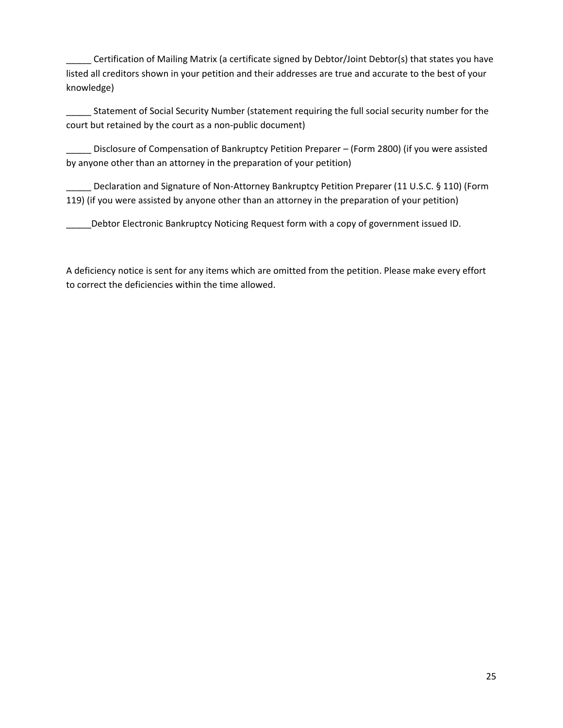_____ Certification of Mailing Matrix (a certificate signed by Debtor/Joint Debtor(s) that states you have listed all creditors shown in your petition and their addresses are true and accurate to the best of your knowledge)

_____ Statement of Social Security Number (statement requiring the full social security number for the court but retained by the court as a non-public document)

_____ Disclosure of Compensation of Bankruptcy Petition Preparer – (Form 2800) (if you were assisted by anyone other than an attorney in the preparation of your petition)

_____ Declaration and Signature of Non-Attorney Bankruptcy Petition Preparer (11 U.S.C. § 110) (Form 119) (if you were assisted by anyone other than an attorney in the preparation of your petition)

_____Debtor Electronic Bankruptcy Noticing Request form with a copy of government issued ID.

A deficiency notice is sent for any items which are omitted from the petition. Please make every effort to correct the deficiencies within the time allowed.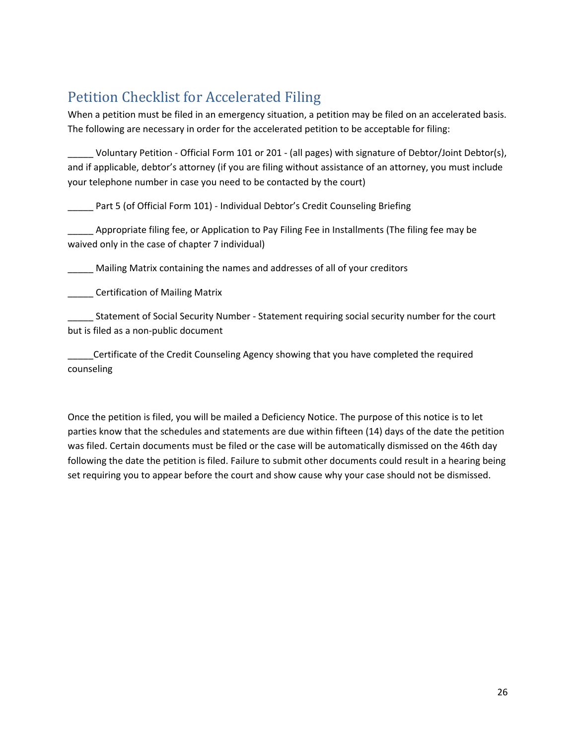## Petition Checklist for Accelerated Filing

When a petition must be filed in an emergency situation, a petition may be filed on an accelerated basis. The following are necessary in order for the accelerated petition to be acceptable for filing:

_____ Voluntary Petition - Official Form 101 or 201 - (all pages) with signature of Debtor/Joint Debtor(s), and if applicable, debtor's attorney (if you are filing without assistance of an attorney, you must include your telephone number in case you need to be contacted by the court)

_____ Part 5 (of Official Form 101) - Individual Debtor's Credit Counseling Briefing

_____ Appropriate filing fee, or Application to Pay Filing Fee in Installments (The filing fee may be waived only in the case of chapter 7 individual)

_____ Mailing Matrix containing the names and addresses of all of your creditors

_____ Certification of Mailing Matrix

_____ Statement of Social Security Number - Statement requiring social security number for the court but is filed as a non-public document

_____Certificate of the Credit Counseling Agency showing that you have completed the required counseling

Once the petition is filed, you will be mailed a Deficiency Notice. The purpose of this notice is to let parties know that the schedules and statements are due within fifteen (14) days of the date the petition was filed. Certain documents must be filed or the case will be automatically dismissed on the 46th day following the date the petition is filed. Failure to submit other documents could result in a hearing being set requiring you to appear before the court and show cause why your case should not be dismissed.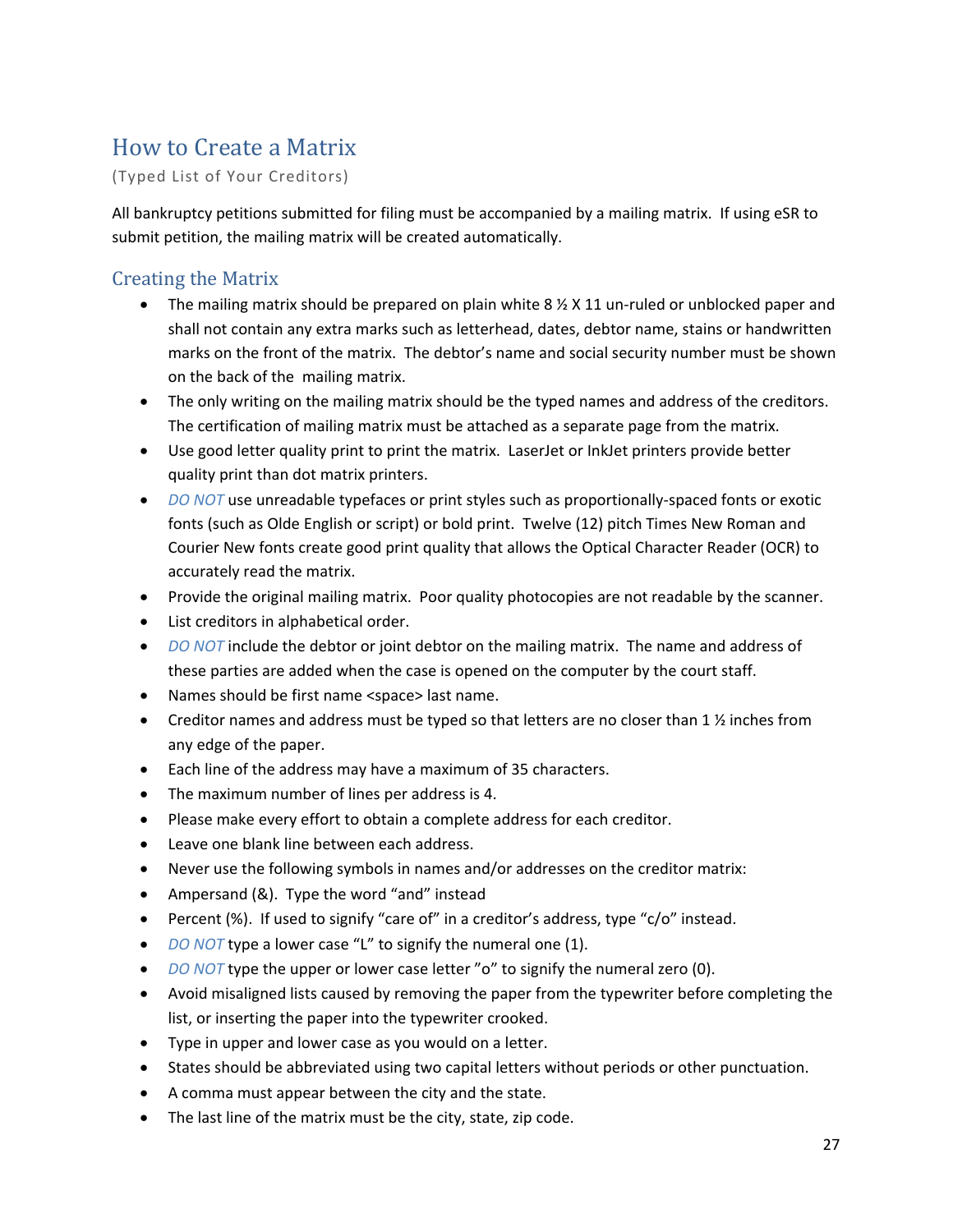## How to Create a Matrix

(Typed List of Your Creditors)

All bankruptcy petitions submitted for filing must be accompanied by a mailing matrix. If using eSR to submit petition, the mailing matrix will be created automatically.

### Creating the Matrix

- The mailing matrix should be prepared on plain white 8 ½ X 11 un-ruled or unblocked paper and shall not contain any extra marks such as letterhead, dates, debtor name, stains or handwritten marks on the front of the matrix. The debtor's name and social security number must be shown on the back of the mailing matrix.
- The only writing on the mailing matrix should be the typed names and address of the creditors. The certification of mailing matrix must be attached as a separate page from the matrix.
- Use good letter quality print to print the matrix. LaserJet or InkJet printers provide better quality print than dot matrix printers.
- *DO NOT* use unreadable typefaces or print styles such as proportionally-spaced fonts or exotic fonts (such as Olde English or script) or bold print. Twelve (12) pitch Times New Roman and Courier New fonts create good print quality that allows the Optical Character Reader (OCR) to accurately read the matrix.
- Provide the original mailing matrix. Poor quality photocopies are not readable by the scanner.
- List creditors in alphabetical order.
- *DO NOT* include the debtor or joint debtor on the mailing matrix. The name and address of these parties are added when the case is opened on the computer by the court staff.
- Names should be first name <space> last name.
- Creditor names and address must be typed so that letters are no closer than 1 ½ inches from any edge of the paper.
- Each line of the address may have a maximum of 35 characters.
- The maximum number of lines per address is 4.
- Please make every effort to obtain a complete address for each creditor.
- Leave one blank line between each address.
- Never use the following symbols in names and/or addresses on the creditor matrix:
- Ampersand (&). Type the word "and" instead
- Percent (%). If used to signify "care of" in a creditor's address, type "c/o" instead.
- *DO NOT* type a lower case "L" to signify the numeral one (1).
- *DO NOT* type the upper or lower case letter "o" to signify the numeral zero (0).
- Avoid misaligned lists caused by removing the paper from the typewriter before completing the list, or inserting the paper into the typewriter crooked.
- Type in upper and lower case as you would on a letter.
- States should be abbreviated using two capital letters without periods or other punctuation.
- A comma must appear between the city and the state.
- The last line of the matrix must be the city, state, zip code.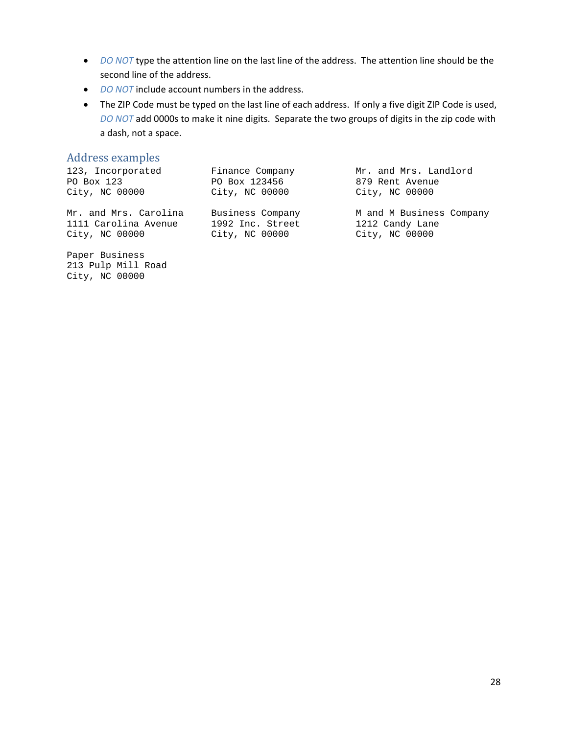- *DO NOT* type the attention line on the last line of the address. The attention line should be the second line of the address.
- *DO NOT* include account numbers in the address.
- The ZIP Code must be typed on the last line of each address. If only a five digit ZIP Code is used, *DO NOT* add 0000s to make it nine digits. Separate the two groups of digits in the zip code with a dash, not a space.

## Address examples

```
123, Incorporated
PO Box 123
City, NC 00000
```

```
Finance Company
PO Box 123456
City, NC 00000
```

```
Mr. and Mrs. Landlord
879 Rent Avenue
City, NC 00000
```

```
Mr. and Mrs. Carolina
1111 Carolina Avenue
City, NC 00000
```

```
Business Company
1992 Inc. Street
City, NC 00000
```

```
M and M Business Company
1212 Candy Lane
City, NC 00000
```

```
Paper Business
213 Pulp Mill Road
City, NC 00000
```